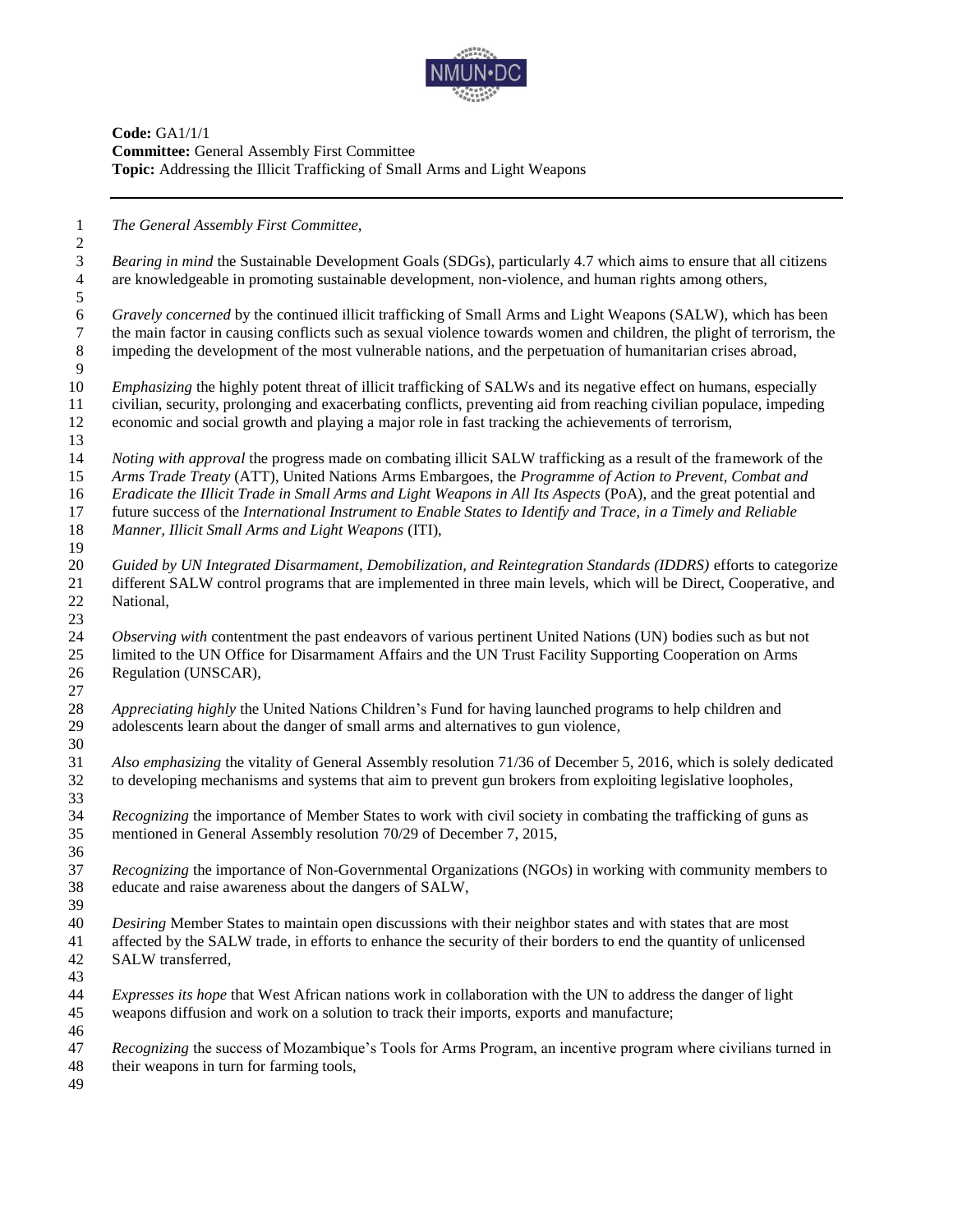**Code:** GA1/1/1
**Committee:** General Assembly First Committee
**Topic:** Addressing the Illicit Trafficking of Small Arms and Light Weapons

---

*The General Assembly First Committee,*

*Bearing in mind* the Sustainable Development Goals (SDGs), particularly 4.7 which aims to ensure that all citizens are knowledgeable in promoting sustainable development, non-violence, and human rights among others,

*Gravely concerned* by the continued illicit trafficking of Small Arms and Light Weapons (SALW), which has been the main factor in causing conflicts such as sexual violence towards women and children, the plight of terrorism, the impeding the development of the most vulnerable nations, and the perpetuation of humanitarian crises abroad,

*Emphasizing* the highly potent threat of illicit trafficking of SALWs and its negative effect on humans, especially civilian, security, prolonging and exacerbating conflicts, preventing aid from reaching civilian populace, impeding economic and social growth and playing a major role in fast tracking the achievements of terrorism,

*Noting with approval* the progress made on combating illicit SALW trafficking as a result of the framework of the *Arms Trade Treaty* (ATT), United Nations Arms Embargoes, the *Programme of Action to Prevent, Combat and Eradicate the Illicit Trade in Small Arms and Light Weapons in All Its Aspects* (PoA), and the great potential and future success of the *International Instrument to Enable States to Identify and Trace, in a Timely and Reliable Manner, Illicit Small Arms and Light Weapons* (ITI),

*Guided by UN Integrated Disarmament, Demobilization, and Reintegration Standards (IDDRS)* efforts to categorize different SALW control programs that are implemented in three main levels, which will be Direct, Cooperative, and National,

*Observing with* contentment the past endeavors of various pertinent United Nations (UN) bodies such as but not limited to the UN Office for Disarmament Affairs and the UN Trust Facility Supporting Cooperation on Arms Regulation (UNSCAR),

*Appreciating highly* the United Nations Children's Fund for having launched programs to help children and adolescents learn about the danger of small arms and alternatives to gun violence,

*Also emphasizing* the vitality of General Assembly resolution 71/36 of December 5, 2016, which is solely dedicated to developing mechanisms and systems that aim to prevent gun brokers from exploiting legislative loopholes,

*Recognizing* the importance of Member States to work with civil society in combating the trafficking of guns as mentioned in General Assembly resolution 70/29 of December 7, 2015,

*Recognizing* the importance of Non-Governmental Organizations (NGOs) in working with community members to educate and raise awareness about the dangers of SALW,

*Desiring* Member States to maintain open discussions with their neighbor states and with states that are most affected by the SALW trade, in efforts to enhance the security of their borders to end the quantity of unlicensed SALW transferred,

*Expresses its hope* that West African nations work in collaboration with the UN to address the danger of light weapons diffusion and work on a solution to track their imports, exports and manufacture;

*Recognizing* the success of Mozambique's Tools for Arms Program, an incentive program where civilians turned in their weapons in turn for farming tools,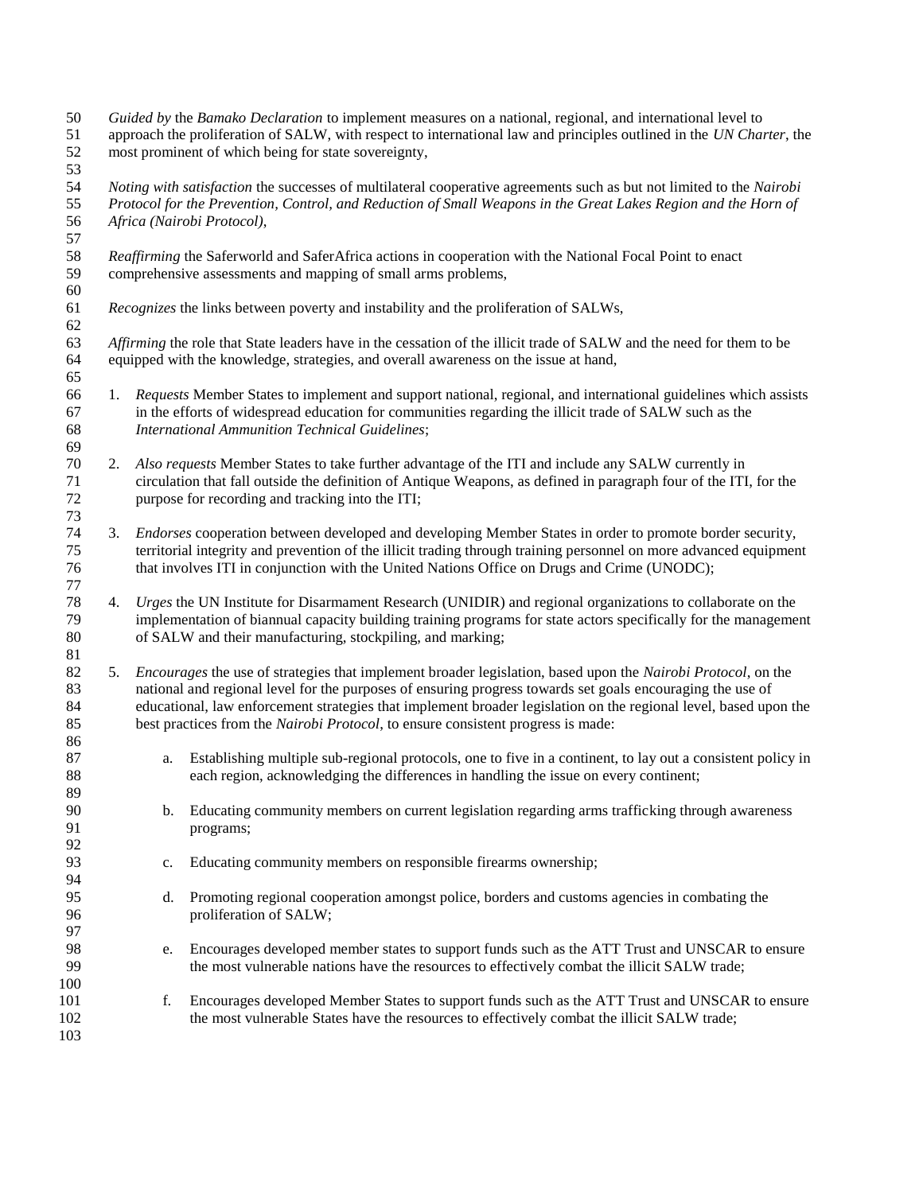*Guided by* the *Bamako Declaration* to implement measures on a national, regional, and international level to approach the proliferation of SALW, with respect to international law and principles outlined in the *UN Charter*, the most prominent of which being for state sovereignty,

*Noting with satisfaction* the successes of multilateral cooperative agreements such as but not limited to the *Nairobi Protocol for the Prevention, Control, and Reduction of Small Weapons in the Great Lakes Region and the Horn of Africa (Nairobi Protocol),*

*Reaffirming* the Saferworld and SaferAfrica actions in cooperation with the National Focal Point to enact comprehensive assessments and mapping of small arms problems,

*Recognizes* the links between poverty and instability and the proliferation of SALWs,

*Affirming* the role that State leaders have in the cessation of the illicit trade of SALW and the need for them to be equipped with the knowledge, strategies, and overall awareness on the issue at hand,

1. *Requests* Member States to implement and support national, regional, and international guidelines which assists in the efforts of widespread education for communities regarding the illicit trade of SALW such as the *International Ammunition Technical Guidelines*;

2. *Also requests* Member States to take further advantage of the ITI and include any SALW currently in circulation that fall outside the definition of Antique Weapons, as defined in paragraph four of the ITI, for the purpose for recording and tracking into the ITI;

3. *Endorses* cooperation between developed and developing Member States in order to promote border security, territorial integrity and prevention of the illicit trading through training personnel on more advanced equipment that involves ITI in conjunction with the United Nations Office on Drugs and Crime (UNODC);

4. *Urges* the UN Institute for Disarmament Research (UNIDIR) and regional organizations to collaborate on the implementation of biannual capacity building training programs for state actors specifically for the management of SALW and their manufacturing, stockpiling, and marking;

5. *Encourages* the use of strategies that implement broader legislation, based upon the *Nairobi Protocol*, on the national and regional level for the purposes of ensuring progress towards set goals encouraging the use of educational, law enforcement strategies that implement broader legislation on the regional level, based upon the best practices from the *Nairobi Protocol*, to ensure consistent progress is made:

    a. Establishing multiple sub-regional protocols, one to five in a continent, to lay out a consistent policy in each region, acknowledging the differences in handling the issue on every continent;

    b. Educating community members on current legislation regarding arms trafficking through awareness programs;

    c. Educating community members on responsible firearms ownership;

    d. Promoting regional cooperation amongst police, borders and customs agencies in combating the proliferation of SALW;

    e. Encourages developed member states to support funds such as the ATT Trust and UNSCAR to ensure the most vulnerable nations have the resources to effectively combat the illicit SALW trade;

    f. Encourages developed Member States to support funds such as the ATT Trust and UNSCAR to ensure the most vulnerable States have the resources to effectively combat the illicit SALW trade;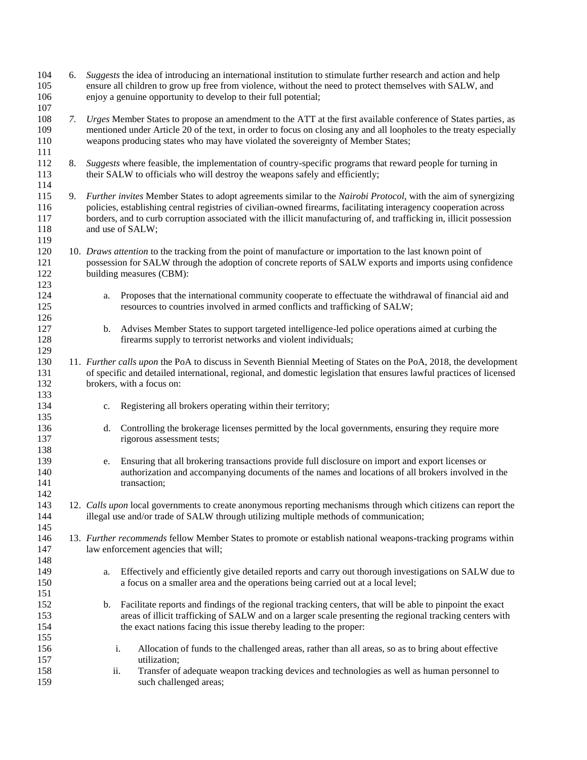6. *Suggests* the idea of introducing an international institution to stimulate further research and action and help ensure all children to grow up free from violence, without the need to protect themselves with SALW, and enjoy a genuine opportunity to develop to their full potential;

7. *Urges* Member States to propose an amendment to the ATT at the first available conference of States parties, as mentioned under Article 20 of the text, in order to focus on closing any and all loopholes to the treaty especially weapons producing states who may have violated the sovereignty of Member States;

8. *Suggests* where feasible, the implementation of country-specific programs that reward people for turning in their SALW to officials who will destroy the weapons safely and efficiently;

9. *Further invites* Member States to adopt agreements similar to the *Nairobi Protocol*, with the aim of synergizing policies, establishing central registries of civilian-owned firearms, facilitating interagency cooperation across borders, and to curb corruption associated with the illicit manufacturing of, and trafficking in, illicit possession and use of SALW;

10. *Draws attention* to the tracking from the point of manufacture or importation to the last known point of possession for SALW through the adoption of concrete reports of SALW exports and imports using confidence building measures (CBM):

    a. Proposes that the international community cooperate to effectuate the withdrawal of financial aid and resources to countries involved in armed conflicts and trafficking of SALW;

    b. Advises Member States to support targeted intelligence-led police operations aimed at curbing the firearms supply to terrorist networks and violent individuals;

11. *Further calls upon* the PoA to discuss in Seventh Biennial Meeting of States on the PoA, 2018, the development of specific and detailed international, regional, and domestic legislation that ensures lawful practices of licensed brokers, with a focus on:

    c. Registering all brokers operating within their territory;

    d. Controlling the brokerage licenses permitted by the local governments, ensuring they require more rigorous assessment tests;

    e. Ensuring that all brokering transactions provide full disclosure on import and export licenses or authorization and accompanying documents of the names and locations of all brokers involved in the transaction;

12. *Calls upon* local governments to create anonymous reporting mechanisms through which citizens can report the illegal use and/or trade of SALW through utilizing multiple methods of communication;

13. *Further recommends* fellow Member States to promote or establish national weapons-tracking programs within law enforcement agencies that will;

    a. Effectively and efficiently give detailed reports and carry out thorough investigations on SALW due to a focus on a smaller area and the operations being carried out at a local level;

    b. Facilitate reports and findings of the regional tracking centers, that will be able to pinpoint the exact areas of illicit trafficking of SALW and on a larger scale presenting the regional tracking centers with the exact nations facing this issue thereby leading to the proper:

        i. Allocation of funds to the challenged areas, rather than all areas, so as to bring about effective utilization;
        ii. Transfer of adequate weapon tracking devices and technologies as well as human personnel to such challenged areas;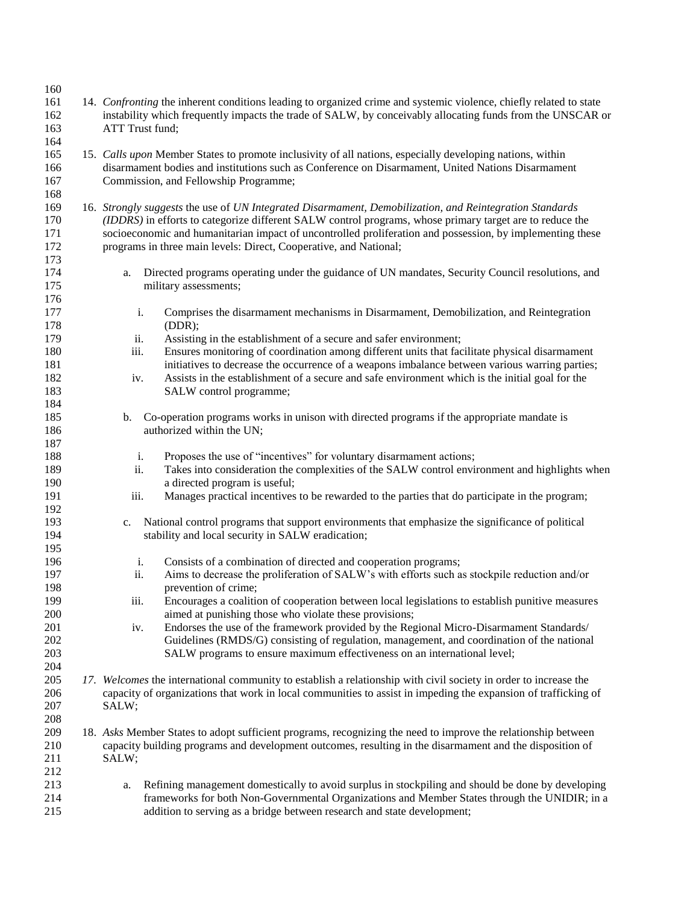14. *Confronting* the inherent conditions leading to organized crime and systemic violence, chiefly related to state instability which frequently impacts the trade of SALW, by conceivably allocating funds from the UNSCAR or ATT Trust fund;

15. *Calls upon* Member States to promote inclusivity of all nations, especially developing nations, within disarmament bodies and institutions such as Conference on Disarmament, United Nations Disarmament Commission, and Fellowship Programme;

16. *Strongly suggests* the use of *UN Integrated Disarmament, Demobilization, and Reintegration Standards (IDDRS)* in efforts to categorize different SALW control programs, whose primary target are to reduce the socioeconomic and humanitarian impact of uncontrolled proliferation and possession, by implementing these programs in three main levels: Direct, Cooperative, and National;

    a. Directed programs operating under the guidance of UN mandates, Security Council resolutions, and military assessments;

        i. Comprises the disarmament mechanisms in Disarmament, Demobilization, and Reintegration (DDR);
        ii. Assisting in the establishment of a secure and safer environment;
        iii. Ensures monitoring of coordination among different units that facilitate physical disarmament initiatives to decrease the occurrence of a weapons imbalance between various warring parties;
        iv. Assists in the establishment of a secure and safe environment which is the initial goal for the SALW control programme;

    b. Co-operation programs works in unison with directed programs if the appropriate mandate is authorized within the UN;

        i. Proposes the use of "incentives" for voluntary disarmament actions;
        ii. Takes into consideration the complexities of the SALW control environment and highlights when a directed program is useful;
        iii. Manages practical incentives to be rewarded to the parties that do participate in the program;

    c. National control programs that support environments that emphasize the significance of political stability and local security in SALW eradication;

        i. Consists of a combination of directed and cooperation programs;
        ii. Aims to decrease the proliferation of SALW's with efforts such as stockpile reduction and/or prevention of crime;
        iii. Encourages a coalition of cooperation between local legislations to establish punitive measures aimed at punishing those who violate these provisions;
        iv. Endorses the use of the framework provided by the Regional Micro-Disarmament Standards/ Guidelines (RMDS/G) consisting of regulation, management, and coordination of the national SALW programs to ensure maximum effectiveness on an international level;

17. *Welcomes* the international community to establish a relationship with civil society in order to increase the capacity of organizations that work in local communities to assist in impeding the expansion of trafficking of SALW;

18. *Asks* Member States to adopt sufficient programs, recognizing the need to improve the relationship between capacity building programs and development outcomes, resulting in the disarmament and the disposition of SALW;

    a. Refining management domestically to avoid surplus in stockpiling and should be done by developing frameworks for both Non-Governmental Organizations and Member States through the UNIDIR; in a addition to serving as a bridge between research and state development;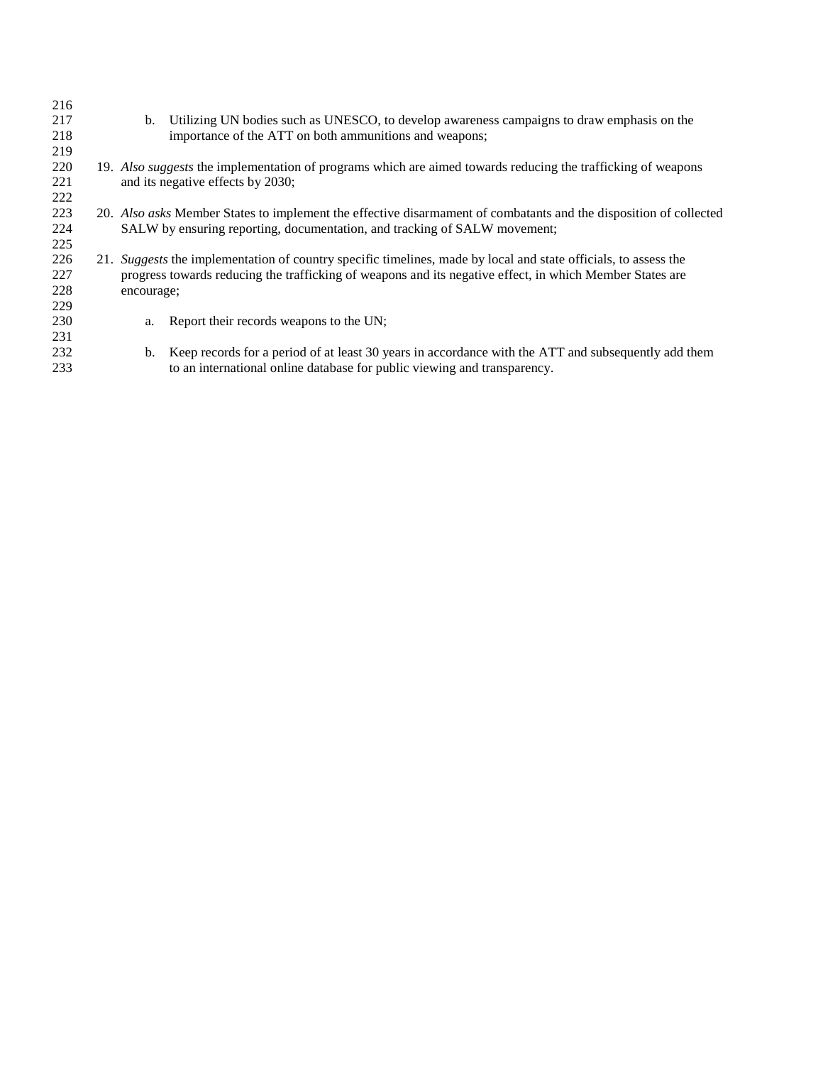b. Utilizing UN bodies such as UNESCO, to develop awareness campaigns to draw emphasis on the importance of the ATT on both ammunitions and weapons;

19. *Also suggests* the implementation of programs which are aimed towards reducing the trafficking of weapons and its negative effects by 2030;

20. *Also asks* Member States to implement the effective disarmament of combatants and the disposition of collected SALW by ensuring reporting, documentation, and tracking of SALW movement;

21. *Suggests* the implementation of country specific timelines, made by local and state officials, to assess the progress towards reducing the trafficking of weapons and its negative effect, in which Member States are encourage;

    a. Report their records weapons to the UN;

    b. Keep records for a period of at least 30 years in accordance with the ATT and subsequently add them to an international online database for public viewing and transparency.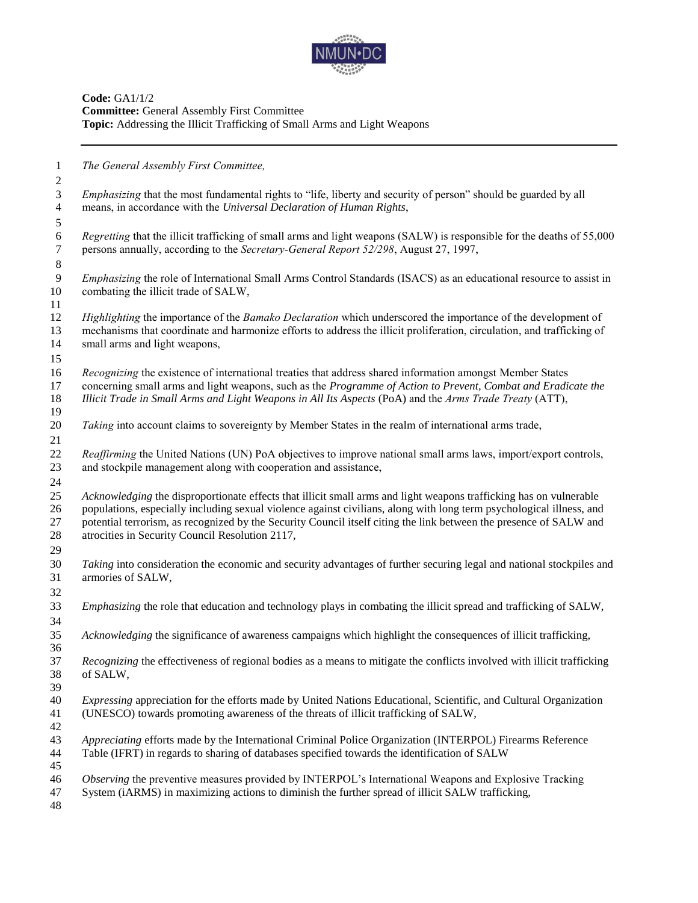**Code:** GA1/1/2
**Committee:** General Assembly First Committee
**Topic:** Addressing the Illicit Trafficking of Small Arms and Light Weapons

---

*The General Assembly First Committee,*

*Emphasizing* that the most fundamental rights to "life, liberty and security of person" should be guarded by all means, in accordance with the *Universal Declaration of Human Rights*,

*Regretting* that the illicit trafficking of small arms and light weapons (SALW) is responsible for the deaths of 55,000 persons annually, according to the *Secretary-General Report 52/298*, August 27, 1997,

*Emphasizing* the role of International Small Arms Control Standards (ISACS) as an educational resource to assist in combating the illicit trade of SALW,

*Highlighting* the importance of the *Bamako Declaration* which underscored the importance of the development of mechanisms that coordinate and harmonize efforts to address the illicit proliferation, circulation, and trafficking of small arms and light weapons,

*Recognizing* the existence of international treaties that address shared information amongst Member States concerning small arms and light weapons, such as the *Programme of Action to Prevent, Combat and Eradicate the Illicit Trade in Small Arms and Light Weapons in All Its Aspects* (PoA) and the *Arms Trade Treaty* (ATT),

*Taking* into account claims to sovereignty by Member States in the realm of international arms trade,

*Reaffirming* the United Nations (UN) PoA objectives to improve national small arms laws, import/export controls, and stockpile management along with cooperation and assistance,

*Acknowledging* the disproportionate effects that illicit small arms and light weapons trafficking has on vulnerable populations, especially including sexual violence against civilians, along with long term psychological illness, and potential terrorism, as recognized by the Security Council itself citing the link between the presence of SALW and atrocities in Security Council Resolution 2117,

*Taking* into consideration the economic and security advantages of further securing legal and national stockpiles and armories of SALW,

*Emphasizing* the role that education and technology plays in combating the illicit spread and trafficking of SALW,

*Acknowledging* the significance of awareness campaigns which highlight the consequences of illicit trafficking,

*Recognizing* the effectiveness of regional bodies as a means to mitigate the conflicts involved with illicit trafficking of SALW,

*Expressing* appreciation for the efforts made by United Nations Educational, Scientific, and Cultural Organization (UNESCO) towards promoting awareness of the threats of illicit trafficking of SALW,

*Appreciating* efforts made by the International Criminal Police Organization (INTERPOL) Firearms Reference Table (IFRT) in regards to sharing of databases specified towards the identification of SALW

*Observing* the preventive measures provided by INTERPOL's International Weapons and Explosive Tracking System (iARMS) in maximizing actions to diminish the further spread of illicit SALW trafficking,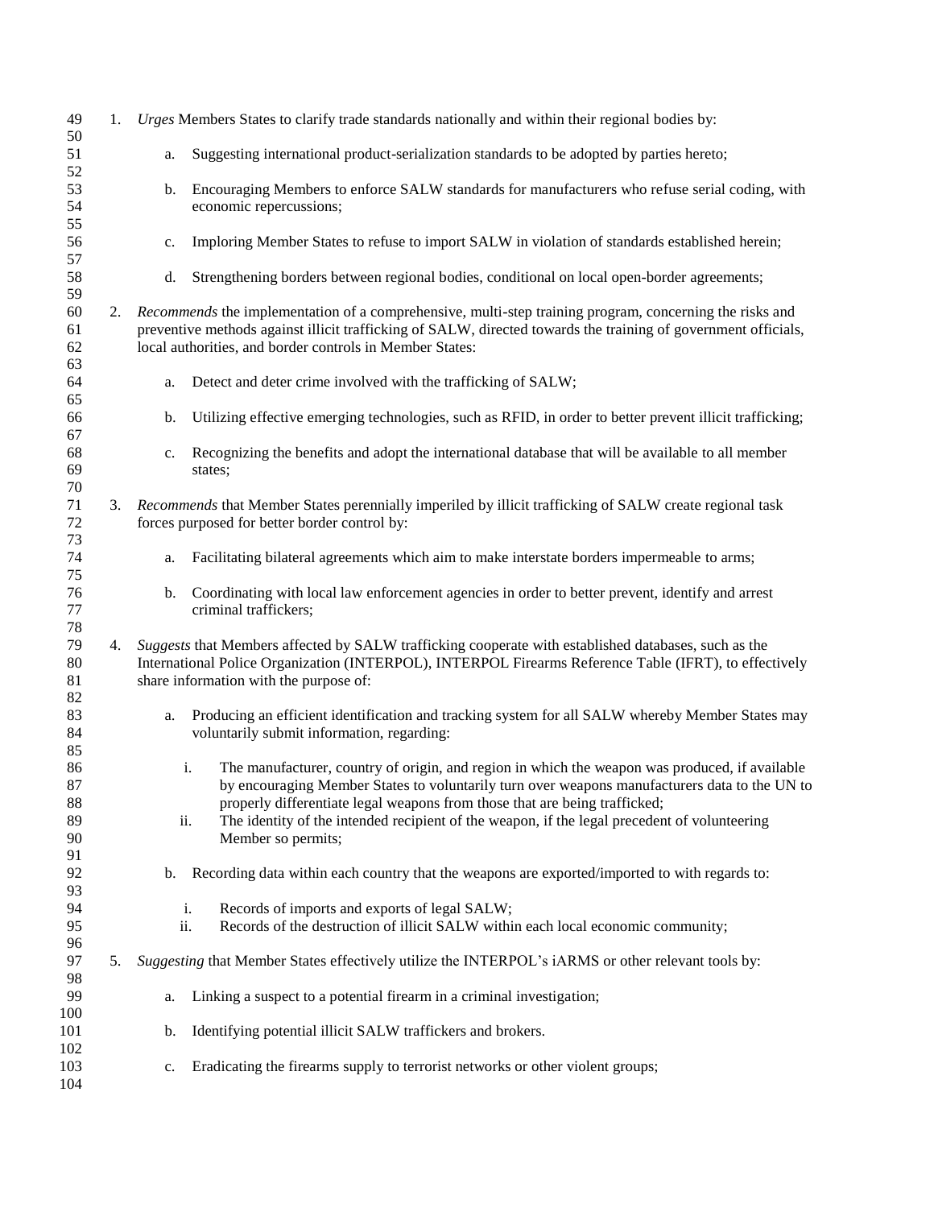1. *Urges* Members States to clarify trade standards nationally and within their regional bodies by:

    a. Suggesting international product-serialization standards to be adopted by parties hereto;

    b. Encouraging Members to enforce SALW standards for manufacturers who refuse serial coding, with economic repercussions;

    c. Imploring Member States to refuse to import SALW in violation of standards established herein;

    d. Strengthening borders between regional bodies, conditional on local open-border agreements;

2. *Recommends* the implementation of a comprehensive, multi-step training program, concerning the risks and preventive methods against illicit trafficking of SALW, directed towards the training of government officials, local authorities, and border controls in Member States:

    a. Detect and deter crime involved with the trafficking of SALW;

    b. Utilizing effective emerging technologies, such as RFID, in order to better prevent illicit trafficking;

    c. Recognizing the benefits and adopt the international database that will be available to all member states;

3. *Recommends* that Member States perennially imperiled by illicit trafficking of SALW create regional task forces purposed for better border control by:

    a. Facilitating bilateral agreements which aim to make interstate borders impermeable to arms;

    b. Coordinating with local law enforcement agencies in order to better prevent, identify and arrest criminal traffickers;

4. *Suggests* that Members affected by SALW trafficking cooperate with established databases, such as the International Police Organization (INTERPOL), INTERPOL Firearms Reference Table (IFRT), to effectively share information with the purpose of:

    a. Producing an efficient identification and tracking system for all SALW whereby Member States may voluntarily submit information, regarding:

        i. The manufacturer, country of origin, and region in which the weapon was produced, if available by encouraging Member States to voluntarily turn over weapons manufacturers data to the UN to properly differentiate legal weapons from those that are being trafficked;
        ii. The identity of the intended recipient of the weapon, if the legal precedent of volunteering Member so permits;

    b. Recording data within each country that the weapons are exported/imported to with regards to:

        i. Records of imports and exports of legal SALW;
        ii. Records of the destruction of illicit SALW within each local economic community;

5. *Suggesting* that Member States effectively utilize the INTERPOL's iARMS or other relevant tools by:

    a. Linking a suspect to a potential firearm in a criminal investigation;

    b. Identifying potential illicit SALW traffickers and brokers.

    c. Eradicating the firearms supply to terrorist networks or other violent groups;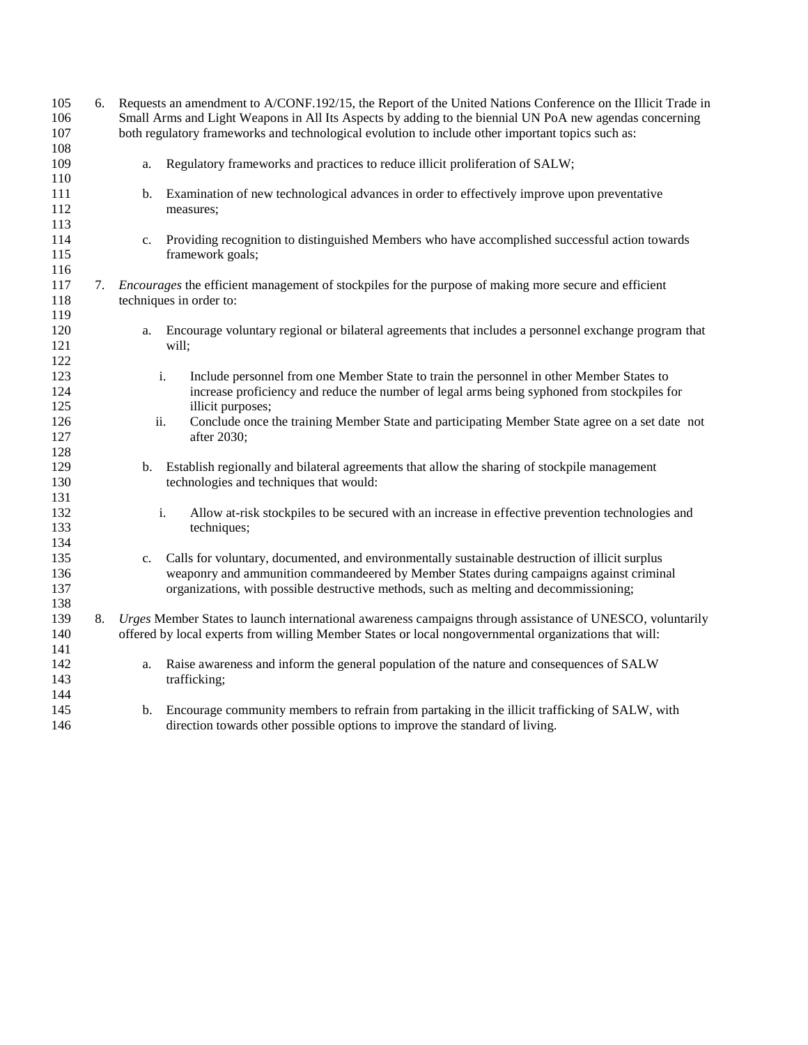6. Requests an amendment to A/CONF.192/15, the Report of the United Nations Conference on the Illicit Trade in Small Arms and Light Weapons in All Its Aspects by adding to the biennial UN PoA new agendas concerning both regulatory frameworks and technological evolution to include other important topics such as:

    a. Regulatory frameworks and practices to reduce illicit proliferation of SALW;

    b. Examination of new technological advances in order to effectively improve upon preventative measures;

    c. Providing recognition to distinguished Members who have accomplished successful action towards framework goals;

7. *Encourages* the efficient management of stockpiles for the purpose of making more secure and efficient techniques in order to:

    a. Encourage voluntary regional or bilateral agreements that includes a personnel exchange program that will;

        i. Include personnel from one Member State to train the personnel in other Member States to increase proficiency and reduce the number of legal arms being syphoned from stockpiles for illicit purposes;
        ii. Conclude once the training Member State and participating Member State agree on a set date not after 2030;

    b. Establish regionally and bilateral agreements that allow the sharing of stockpile management technologies and techniques that would:

        i. Allow at-risk stockpiles to be secured with an increase in effective prevention technologies and techniques;

    c. Calls for voluntary, documented, and environmentally sustainable destruction of illicit surplus weaponry and ammunition commandeered by Member States during campaigns against criminal organizations, with possible destructive methods, such as melting and decommissioning;

8. *Urges* Member States to launch international awareness campaigns through assistance of UNESCO, voluntarily offered by local experts from willing Member States or local nongovernmental organizations that will:

    a. Raise awareness and inform the general population of the nature and consequences of SALW trafficking;

    b. Encourage community members to refrain from partaking in the illicit trafficking of SALW, with direction towards other possible options to improve the standard of living.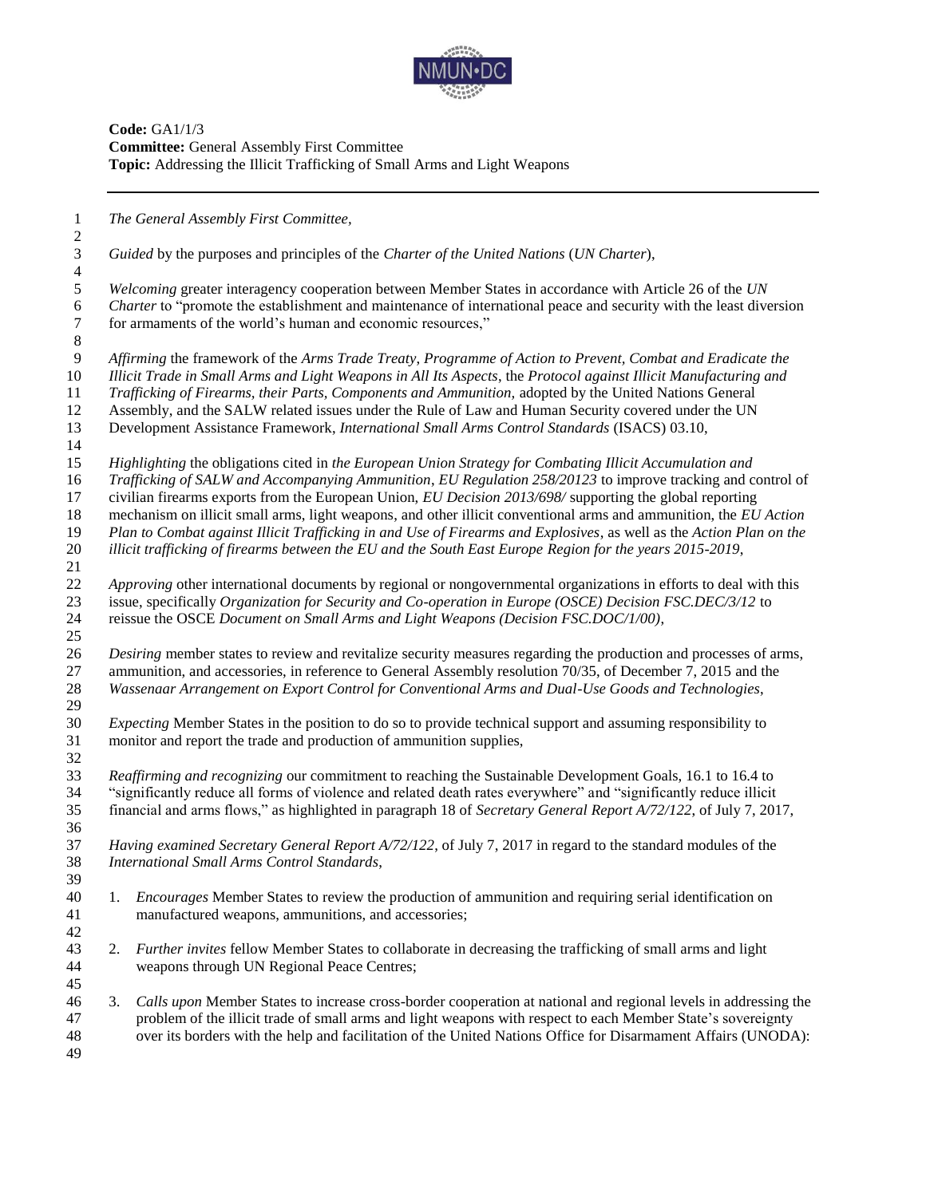**Code:** GA1/1/3
**Committee:** General Assembly First Committee
**Topic:** Addressing the Illicit Trafficking of Small Arms and Light Weapons

---

*The General Assembly First Committee,*

*Guided* by the purposes and principles of the *Charter of the United Nations* (*UN Charter*),

*Welcoming* greater interagency cooperation between Member States in accordance with Article 26 of the *UN Charter* to "promote the establishment and maintenance of international peace and security with the least diversion for armaments of the world's human and economic resources,"

*Affirming* the framework of the *Arms Trade Treaty*, *Programme of Action to Prevent, Combat and Eradicate the Illicit Trade in Small Arms and Light Weapons in All Its Aspects*, the *Protocol against Illicit Manufacturing and Trafficking of Firearms, their Parts, Components and Ammunition*, adopted by the United Nations General Assembly, and the SALW related issues under the Rule of Law and Human Security covered under the UN Development Assistance Framework, *International Small Arms Control Standards* (ISACS) 03.10,

*Highlighting* the obligations cited in *the European Union Strategy for Combating Illicit Accumulation and Trafficking of SALW and Accompanying Ammunition*, *EU Regulation 258/20123* to improve tracking and control of civilian firearms exports from the European Union, *EU Decision 2013/698/* supporting the global reporting mechanism on illicit small arms, light weapons, and other illicit conventional arms and ammunition, the *EU Action Plan to Combat against Illicit Trafficking in and Use of Firearms and Explosives*, as well as the *Action Plan on the illicit trafficking of firearms between the EU and the South East Europe Region for the years 2015-2019*,

*Approving* other international documents by regional or nongovernmental organizations in efforts to deal with this issue, specifically *Organization for Security and Co-operation in Europe (OSCE) Decision FSC.DEC/3/12* to reissue the OSCE *Document on Small Arms and Light Weapons (Decision FSC.DOC/1/00)*,

*Desiring* member states to review and revitalize security measures regarding the production and processes of arms, ammunition, and accessories, in reference to General Assembly resolution 70/35, of December 7, 2015 and the *Wassenaar Arrangement on Export Control for Conventional Arms and Dual-Use Goods and Technologies*,

*Expecting* Member States in the position to do so to provide technical support and assuming responsibility to monitor and report the trade and production of ammunition supplies,

*Reaffirming and recognizing* our commitment to reaching the Sustainable Development Goals, 16.1 to 16.4 to "significantly reduce all forms of violence and related death rates everywhere" and "significantly reduce illicit financial and arms flows," as highlighted in paragraph 18 of *Secretary General Report A/72/122*, of July 7, 2017,

*Having examined Secretary General Report A/72/122*, of July 7, 2017 in regard to the standard modules of the *International Small Arms Control Standards*,

1. *Encourages* Member States to review the production of ammunition and requiring serial identification on manufactured weapons, ammunitions, and accessories;

2. *Further invites* fellow Member States to collaborate in decreasing the trafficking of small arms and light weapons through UN Regional Peace Centres;

3. *Calls upon* Member States to increase cross-border cooperation at national and regional levels in addressing the problem of the illicit trade of small arms and light weapons with respect to each Member State's sovereignty over its borders with the help and facilitation of the United Nations Office for Disarmament Affairs (UNODA):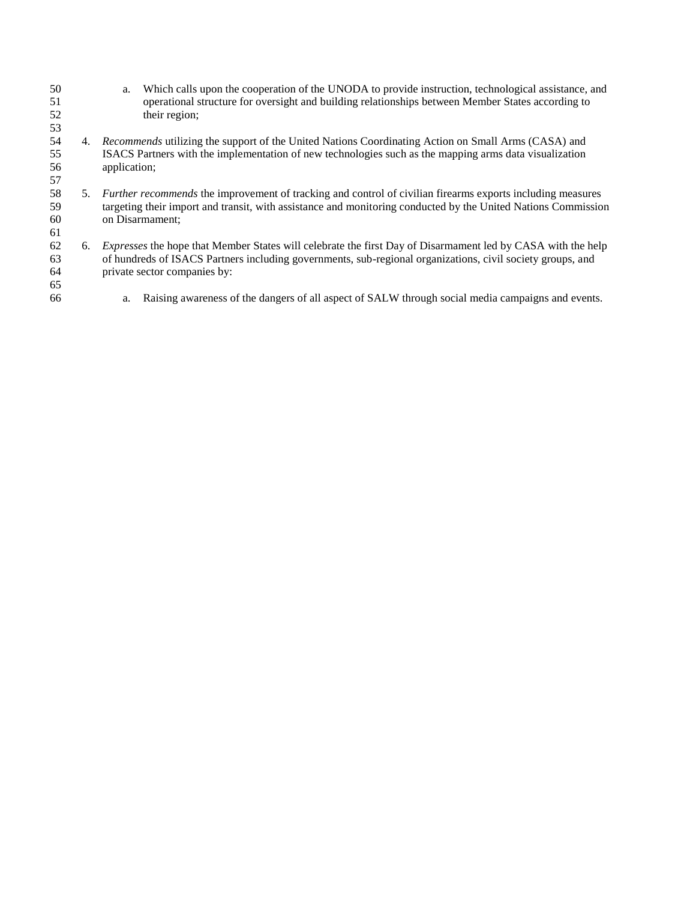a. Which calls upon the cooperation of the UNODA to provide instruction, technological assistance, and operational structure for oversight and building relationships between Member States according to their region;

4. *Recommends* utilizing the support of the United Nations Coordinating Action on Small Arms (CASA) and ISACS Partners with the implementation of new technologies such as the mapping arms data visualization application;

5. *Further recommends* the improvement of tracking and control of civilian firearms exports including measures targeting their import and transit, with assistance and monitoring conducted by the United Nations Commission on Disarmament;

6. *Expresses* the hope that Member States will celebrate the first Day of Disarmament led by CASA with the help of hundreds of ISACS Partners including governments, sub-regional organizations, civil society groups, and private sector companies by:

   a. Raising awareness of the dangers of all aspect of SALW through social media campaigns and events.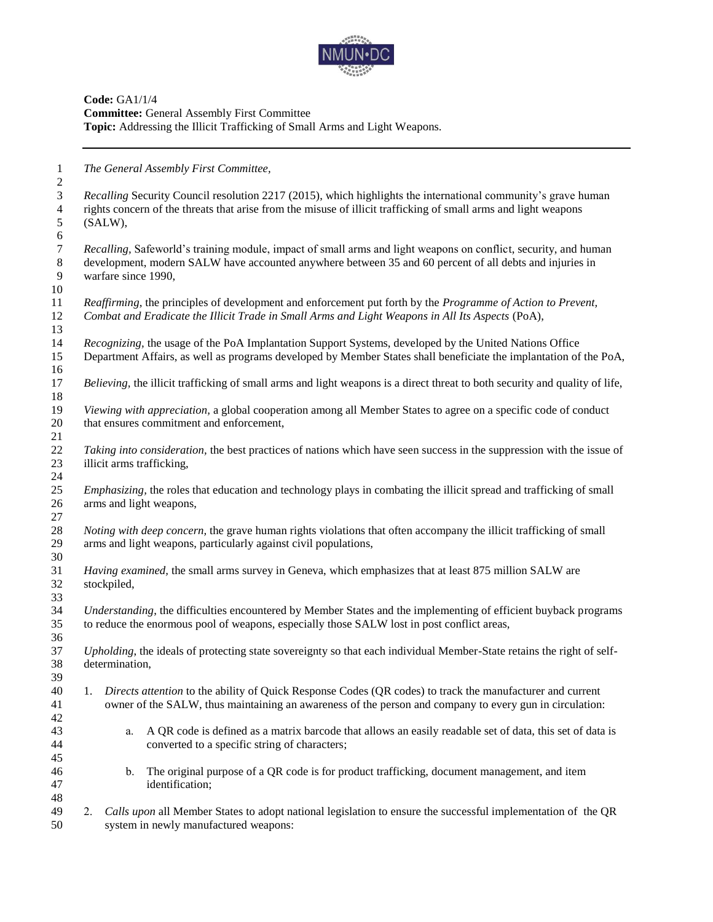**Code:** GA1/1/4
**Committee:** General Assembly First Committee
**Topic:** Addressing the Illicit Trafficking of Small Arms and Light Weapons.

---

*The General Assembly First Committee,*

*Recalling* Security Council resolution 2217 (2015), which highlights the international community's grave human rights concern of the threats that arise from the misuse of illicit trafficking of small arms and light weapons (SALW),

*Recalling,* Safeworld's training module, impact of small arms and light weapons on conflict, security, and human development, modern SALW have accounted anywhere between 35 and 60 percent of all debts and injuries in warfare since 1990,

*Reaffirming,* the principles of development and enforcement put forth by the *Programme of Action to Prevent, Combat and Eradicate the Illicit Trade in Small Arms and Light Weapons in All Its Aspects* (PoA),

*Recognizing,* the usage of the PoA Implantation Support Systems, developed by the United Nations Office Department Affairs, as well as programs developed by Member States shall beneficiate the implantation of the PoA,

*Believing,* the illicit trafficking of small arms and light weapons is a direct threat to both security and quality of life,

*Viewing with appreciation,* a global cooperation among all Member States to agree on a specific code of conduct that ensures commitment and enforcement,

*Taking into consideration,* the best practices of nations which have seen success in the suppression with the issue of illicit arms trafficking,

*Emphasizing,* the roles that education and technology plays in combating the illicit spread and trafficking of small arms and light weapons,

*Noting with deep concern,* the grave human rights violations that often accompany the illicit trafficking of small arms and light weapons, particularly against civil populations,

*Having examined,* the small arms survey in Geneva, which emphasizes that at least 875 million SALW are stockpiled,

*Understanding,* the difficulties encountered by Member States and the implementing of efficient buyback programs to reduce the enormous pool of weapons, especially those SALW lost in post conflict areas,

*Upholding,* the ideals of protecting state sovereignty so that each individual Member-State retains the right of self-determination,

1. *Directs attention* to the ability of Quick Response Codes (QR codes) to track the manufacturer and current owner of the SALW, thus maintaining an awareness of the person and company to every gun in circulation:

    a. A QR code is defined as a matrix barcode that allows an easily readable set of data, this set of data is converted to a specific string of characters;

    b. The original purpose of a QR code is for product trafficking, document management, and item identification;

2. *Calls upon* all Member States to adopt national legislation to ensure the successful implementation of the QR system in newly manufactured weapons: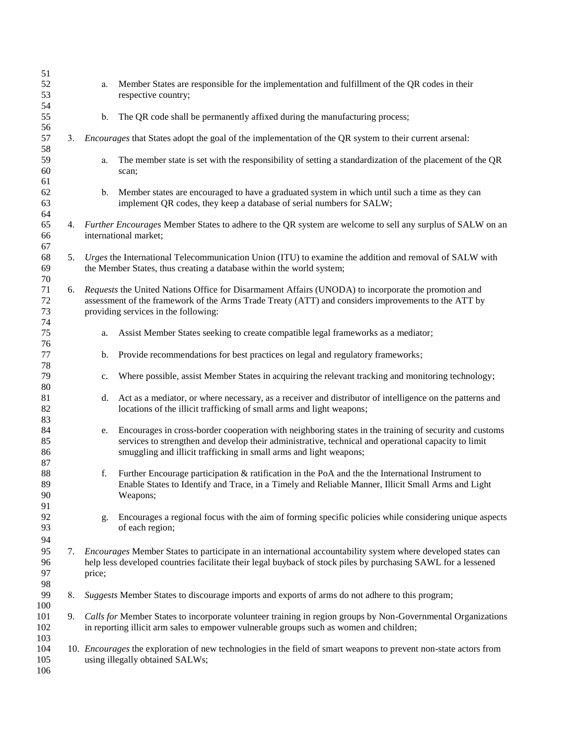a. Member States are responsible for the implementation and fulfillment of the QR codes in their respective country;

b. The QR code shall be permanently affixed during the manufacturing process;

3. *Encourages* that States adopt the goal of the implementation of the QR system to their current arsenal:

    a. The member state is set with the responsibility of setting a standardization of the placement of the QR scan;

    b. Member states are encouraged to have a graduated system in which until such a time as they can implement QR codes, they keep a database of serial numbers for SALW;

4. *Further Encourages* Member States to adhere to the QR system are welcome to sell any surplus of SALW on an international market;

5. *Urges* the International Telecommunication Union (ITU) to examine the addition and removal of SALW with the Member States, thus creating a database within the world system;

6. *Requests* the United Nations Office for Disarmament Affairs (UNODA) to incorporate the promotion and assessment of the framework of the Arms Trade Treaty (ATT) and considers improvements to the ATT by providing services in the following:

    a. Assist Member States seeking to create compatible legal frameworks as a mediator;

    b. Provide recommendations for best practices on legal and regulatory frameworks;

    c. Where possible, assist Member States in acquiring the relevant tracking and monitoring technology;

    d. Act as a mediator, or where necessary, as a receiver and distributor of intelligence on the patterns and locations of the illicit trafficking of small arms and light weapons;

    e. Encourages in cross-border cooperation with neighboring states in the training of security and customs services to strengthen and develop their administrative, technical and operational capacity to limit smuggling and illicit trafficking in small arms and light weapons;

    f. Further Encourage participation & ratification in the PoA and the the International Instrument to Enable States to Identify and Trace, in a Timely and Reliable Manner, Illicit Small Arms and Light Weapons;

    g. Encourages a regional focus with the aim of forming specific policies while considering unique aspects of each region;

7. *Encourages* Member States to participate in an international accountability system where developed states can help less developed countries facilitate their legal buyback of stock piles by purchasing SAWL for a lessened price;

8. *Suggests* Member States to discourage imports and exports of arms do not adhere to this program;

9. *Calls for* Member States to incorporate volunteer training in region groups by Non-Governmental Organizations in reporting illicit arm sales to empower vulnerable groups such as women and children;

10. *Encourages* the exploration of new technologies in the field of smart weapons to prevent non-state actors from using illegally obtained SALWs;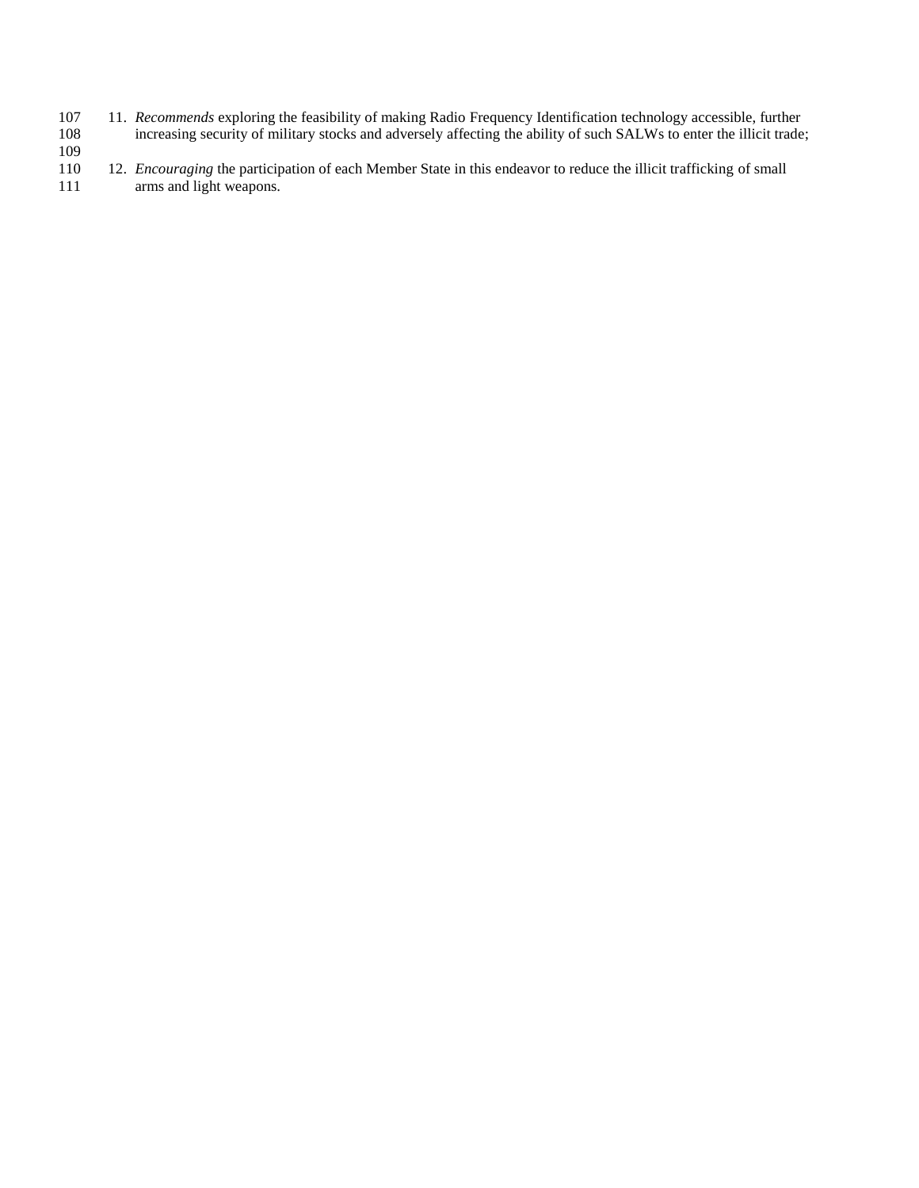11. *Recommends* exploring the feasibility of making Radio Frequency Identification technology accessible, further increasing security of military stocks and adversely affecting the ability of such SALWs to enter the illicit trade;

12. *Encouraging* the participation of each Member State in this endeavor to reduce the illicit trafficking of small arms and light weapons.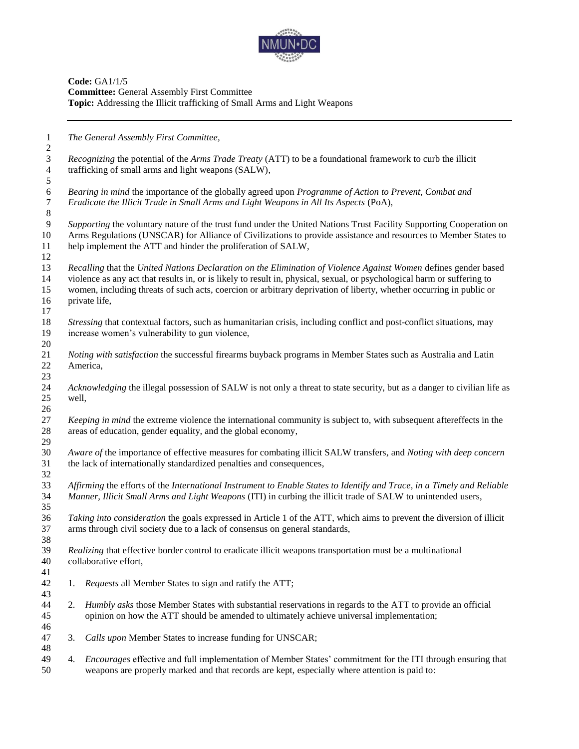**Code:** GA1/1/5
**Committee:** General Assembly First Committee
**Topic:** Addressing the Illicit trafficking of Small Arms and Light Weapons

---

*The General Assembly First Committee,*

*Recognizing* the potential of the *Arms Trade Treaty* (ATT) to be a foundational framework to curb the illicit trafficking of small arms and light weapons (SALW),

*Bearing in mind* the importance of the globally agreed upon *Programme of Action to Prevent, Combat and Eradicate the Illicit Trade in Small Arms and Light Weapons in All Its Aspects* (PoA),

*Supporting* the voluntary nature of the trust fund under the United Nations Trust Facility Supporting Cooperation on Arms Regulations (UNSCAR) for Alliance of Civilizations to provide assistance and resources to Member States to help implement the ATT and hinder the proliferation of SALW,

*Recalling* that the *United Nations Declaration on the Elimination of Violence Against Women* defines gender based violence as any act that results in, or is likely to result in, physical, sexual, or psychological harm or suffering to women, including threats of such acts, coercion or arbitrary deprivation of liberty, whether occurring in public or private life,

*Stressing* that contextual factors, such as humanitarian crisis, including conflict and post-conflict situations, may increase women's vulnerability to gun violence,

*Noting with satisfaction* the successful firearms buyback programs in Member States such as Australia and Latin America,

*Acknowledging* the illegal possession of SALW is not only a threat to state security, but as a danger to civilian life as well,

*Keeping in mind* the extreme violence the international community is subject to, with subsequent aftereffects in the areas of education, gender equality, and the global economy,

*Aware of* the importance of effective measures for combating illicit SALW transfers, and *Noting with deep concern* the lack of internationally standardized penalties and consequences,

*Affirming* the efforts of the *International Instrument to Enable States to Identify and Trace, in a Timely and Reliable Manner, Illicit Small Arms and Light Weapons* (ITI) in curbing the illicit trade of SALW to unintended users,

*Taking into consideration* the goals expressed in Article 1 of the ATT, which aims to prevent the diversion of illicit arms through civil society due to a lack of consensus on general standards,

*Realizing* that effective border control to eradicate illicit weapons transportation must be a multinational collaborative effort,

1. *Requests* all Member States to sign and ratify the ATT;

2. *Humbly asks* those Member States with substantial reservations in regards to the ATT to provide an official opinion on how the ATT should be amended to ultimately achieve universal implementation;

3. *Calls upon* Member States to increase funding for UNSCAR;

4. *Encourages* effective and full implementation of Member States' commitment for the ITI through ensuring that weapons are properly marked and that records are kept, especially where attention is paid to: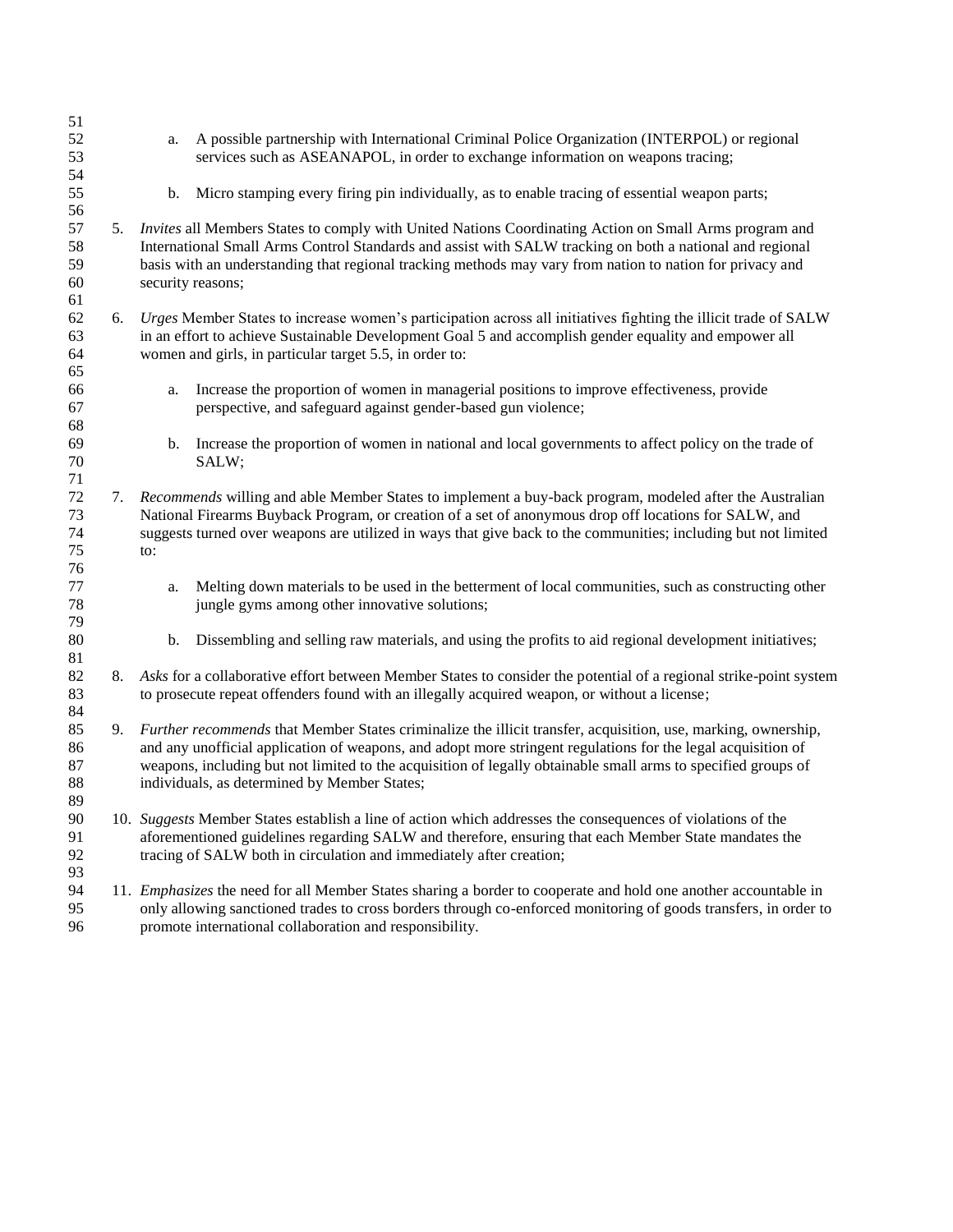a. A possible partnership with International Criminal Police Organization (INTERPOL) or regional services such as ASEANAPOL, in order to exchange information on weapons tracing;

   b. Micro stamping every firing pin individually, as to enable tracing of essential weapon parts;

5. *Invites* all Members States to comply with United Nations Coordinating Action on Small Arms program and International Small Arms Control Standards and assist with SALW tracking on both a national and regional basis with an understanding that regional tracking methods may vary from nation to nation for privacy and security reasons;

6. *Urges* Member States to increase women's participation across all initiatives fighting the illicit trade of SALW in an effort to achieve Sustainable Development Goal 5 and accomplish gender equality and empower all women and girls, in particular target 5.5, in order to:

   a. Increase the proportion of women in managerial positions to improve effectiveness, provide perspective, and safeguard against gender-based gun violence;

   b. Increase the proportion of women in national and local governments to affect policy on the trade of SALW;

7. *Recommends* willing and able Member States to implement a buy-back program, modeled after the Australian National Firearms Buyback Program, or creation of a set of anonymous drop off locations for SALW, and suggests turned over weapons are utilized in ways that give back to the communities; including but not limited to:

   a. Melting down materials to be used in the betterment of local communities, such as constructing other jungle gyms among other innovative solutions;

   b. Dissembling and selling raw materials, and using the profits to aid regional development initiatives;

8. *Asks* for a collaborative effort between Member States to consider the potential of a regional strike-point system to prosecute repeat offenders found with an illegally acquired weapon, or without a license;

9. *Further recommends* that Member States criminalize the illicit transfer, acquisition, use, marking, ownership, and any unofficial application of weapons, and adopt more stringent regulations for the legal acquisition of weapons, including but not limited to the acquisition of legally obtainable small arms to specified groups of individuals, as determined by Member States;

10. *Suggests* Member States establish a line of action which addresses the consequences of violations of the aforementioned guidelines regarding SALW and therefore, ensuring that each Member State mandates the tracing of SALW both in circulation and immediately after creation;

11. *Emphasizes* the need for all Member States sharing a border to cooperate and hold one another accountable in only allowing sanctioned trades to cross borders through co-enforced monitoring of goods transfers, in order to promote international collaboration and responsibility.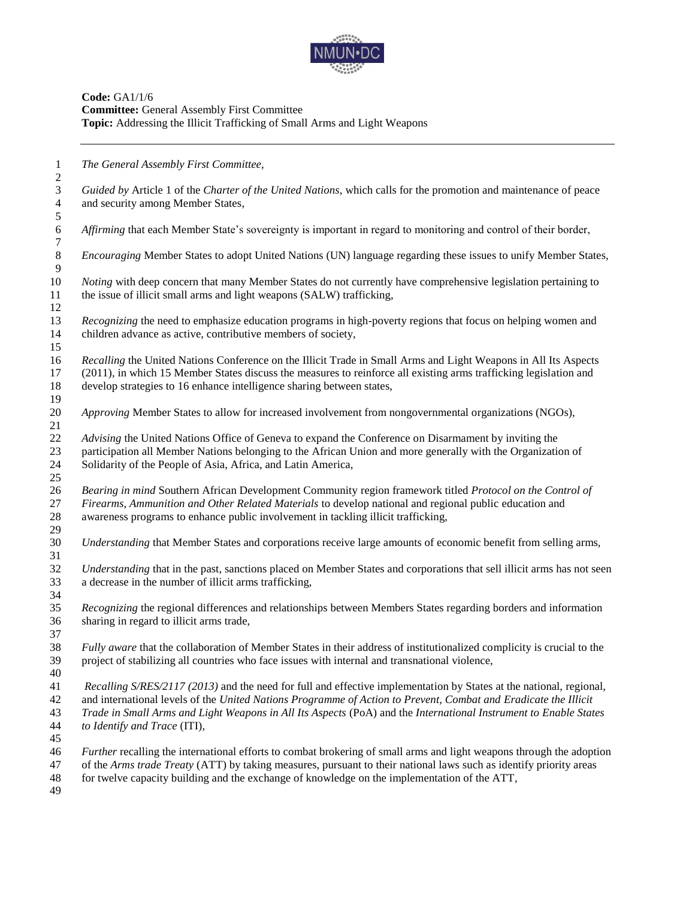**Code:** GA1/1/6
**Committee:** General Assembly First Committee
**Topic:** Addressing the Illicit Trafficking of Small Arms and Light Weapons

---

*The General Assembly First Committee,*

*Guided by* Article 1 of the *Charter of the United Nations*, which calls for the promotion and maintenance of peace and security among Member States,

*Affirming* that each Member State's sovereignty is important in regard to monitoring and control of their border,

*Encouraging* Member States to adopt United Nations (UN) language regarding these issues to unify Member States,

*Noting* with deep concern that many Member States do not currently have comprehensive legislation pertaining to the issue of illicit small arms and light weapons (SALW) trafficking,

*Recognizing* the need to emphasize education programs in high-poverty regions that focus on helping women and children advance as active, contributive members of society,

*Recalling* the United Nations Conference on the Illicit Trade in Small Arms and Light Weapons in All Its Aspects (2011), in which 15 Member States discuss the measures to reinforce all existing arms trafficking legislation and develop strategies to 16 enhance intelligence sharing between states,

*Approving* Member States to allow for increased involvement from nongovernmental organizations (NGOs),

*Advising* the United Nations Office of Geneva to expand the Conference on Disarmament by inviting the participation all Member Nations belonging to the African Union and more generally with the Organization of Solidarity of the People of Asia, Africa, and Latin America,

*Bearing in mind* Southern African Development Community region framework titled *Protocol on the Control of Firearms, Ammunition and Other Related Materials* to develop national and regional public education and awareness programs to enhance public involvement in tackling illicit trafficking,

*Understanding* that Member States and corporations receive large amounts of economic benefit from selling arms,

*Understanding* that in the past, sanctions placed on Member States and corporations that sell illicit arms has not seen a decrease in the number of illicit arms trafficking,

*Recognizing* the regional differences and relationships between Members States regarding borders and information sharing in regard to illicit arms trade,

*Fully aware* that the collaboration of Member States in their address of institutionalized complicity is crucial to the project of stabilizing all countries who face issues with internal and transnational violence,

*Recalling S/RES/2117 (2013)* and the need for full and effective implementation by States at the national, regional, and international levels of the *United Nations Programme of Action to Prevent, Combat and Eradicate the Illicit Trade in Small Arms and Light Weapons in All Its Aspects* (PoA) and the *International Instrument to Enable States to Identify and Trace* (ITI),

*Further* recalling the international efforts to combat brokering of small arms and light weapons through the adoption of the *Arms trade Treaty* (ATT) by taking measures, pursuant to their national laws such as identify priority areas for twelve capacity building and the exchange of knowledge on the implementation of the ATT,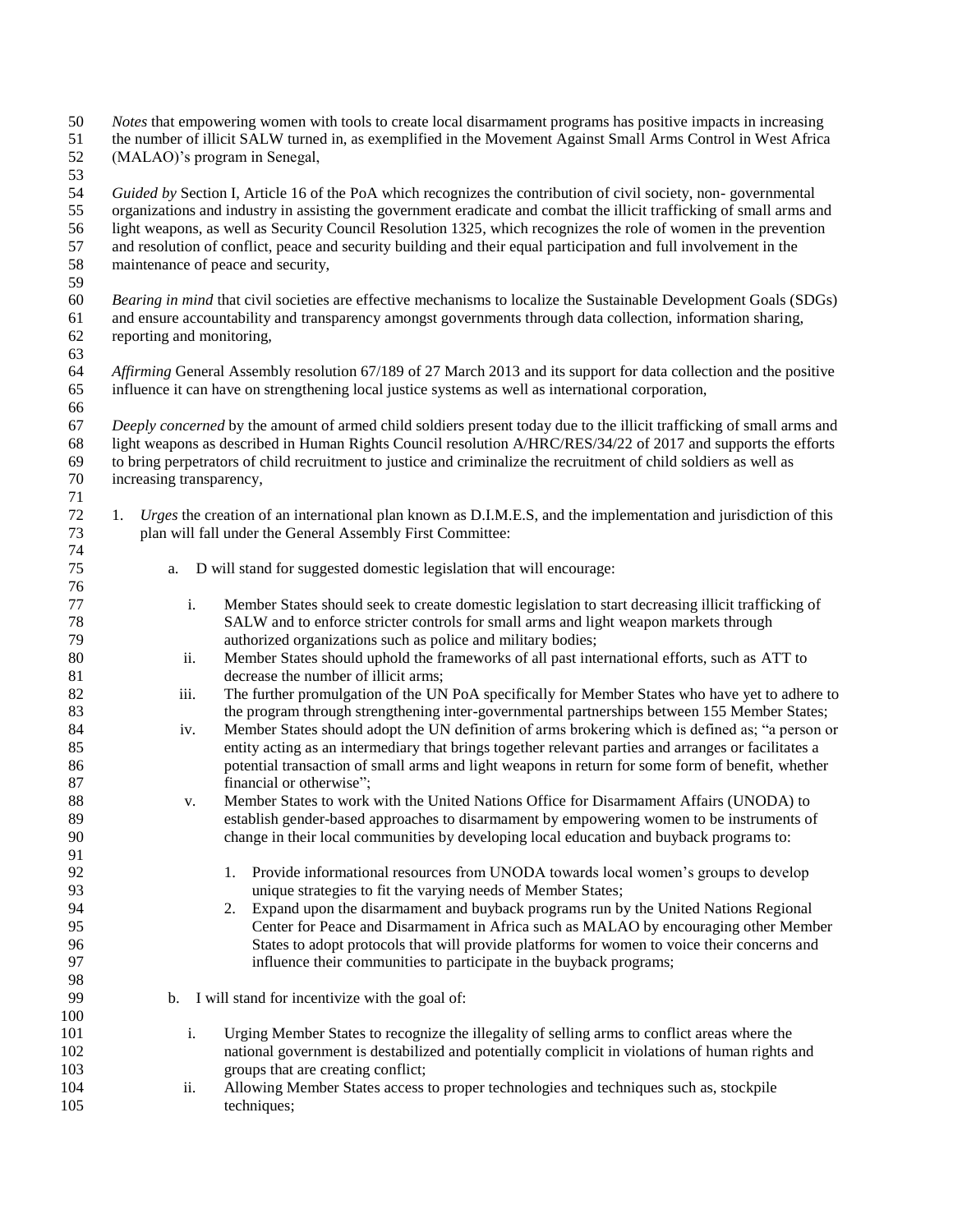*Notes* that empowering women with tools to create local disarmament programs has positive impacts in increasing the number of illicit SALW turned in, as exemplified in the Movement Against Small Arms Control in West Africa (MALAO)'s program in Senegal,

*Guided by* Section I, Article 16 of the PoA which recognizes the contribution of civil society, non- governmental organizations and industry in assisting the government eradicate and combat the illicit trafficking of small arms and light weapons, as well as Security Council Resolution 1325, which recognizes the role of women in the prevention and resolution of conflict, peace and security building and their equal participation and full involvement in the maintenance of peace and security,

*Bearing in mind* that civil societies are effective mechanisms to localize the Sustainable Development Goals (SDGs) and ensure accountability and transparency amongst governments through data collection, information sharing, reporting and monitoring,

*Affirming* General Assembly resolution 67/189 of 27 March 2013 and its support for data collection and the positive influence it can have on strengthening local justice systems as well as international corporation,

*Deeply concerned* by the amount of armed child soldiers present today due to the illicit trafficking of small arms and light weapons as described in Human Rights Council resolution A/HRC/RES/34/22 of 2017 and supports the efforts to bring perpetrators of child recruitment to justice and criminalize the recruitment of child soldiers as well as increasing transparency,

1. *Urges* the creation of an international plan known as D.I.M.E.S, and the implementation and jurisdiction of this plan will fall under the General Assembly First Committee:

    a. D will stand for suggested domestic legislation that will encourage:

        i. Member States should seek to create domestic legislation to start decreasing illicit trafficking of SALW and to enforce stricter controls for small arms and light weapon markets through authorized organizations such as police and military bodies;

        ii. Member States should uphold the frameworks of all past international efforts, such as ATT to decrease the number of illicit arms;

        iii. The further promulgation of the UN PoA specifically for Member States who have yet to adhere to the program through strengthening inter-governmental partnerships between 155 Member States;

        iv. Member States should adopt the UN definition of arms brokering which is defined as; "a person or entity acting as an intermediary that brings together relevant parties and arranges or facilitates a potential transaction of small arms and light weapons in return for some form of benefit, whether financial or otherwise";

        v. Member States to work with the United Nations Office for Disarmament Affairs (UNODA) to establish gender-based approaches to disarmament by empowering women to be instruments of change in their local communities by developing local education and buyback programs to:

            1. Provide informational resources from UNODA towards local women's groups to develop unique strategies to fit the varying needs of Member States;

            2. Expand upon the disarmament and buyback programs run by the United Nations Regional Center for Peace and Disarmament in Africa such as MALAO by encouraging other Member States to adopt protocols that will provide platforms for women to voice their concerns and influence their communities to participate in the buyback programs;

    b. I will stand for incentivize with the goal of:

        i. Urging Member States to recognize the illegality of selling arms to conflict areas where the national government is destabilized and potentially complicit in violations of human rights and groups that are creating conflict;

        ii. Allowing Member States access to proper technologies and techniques such as, stockpile techniques;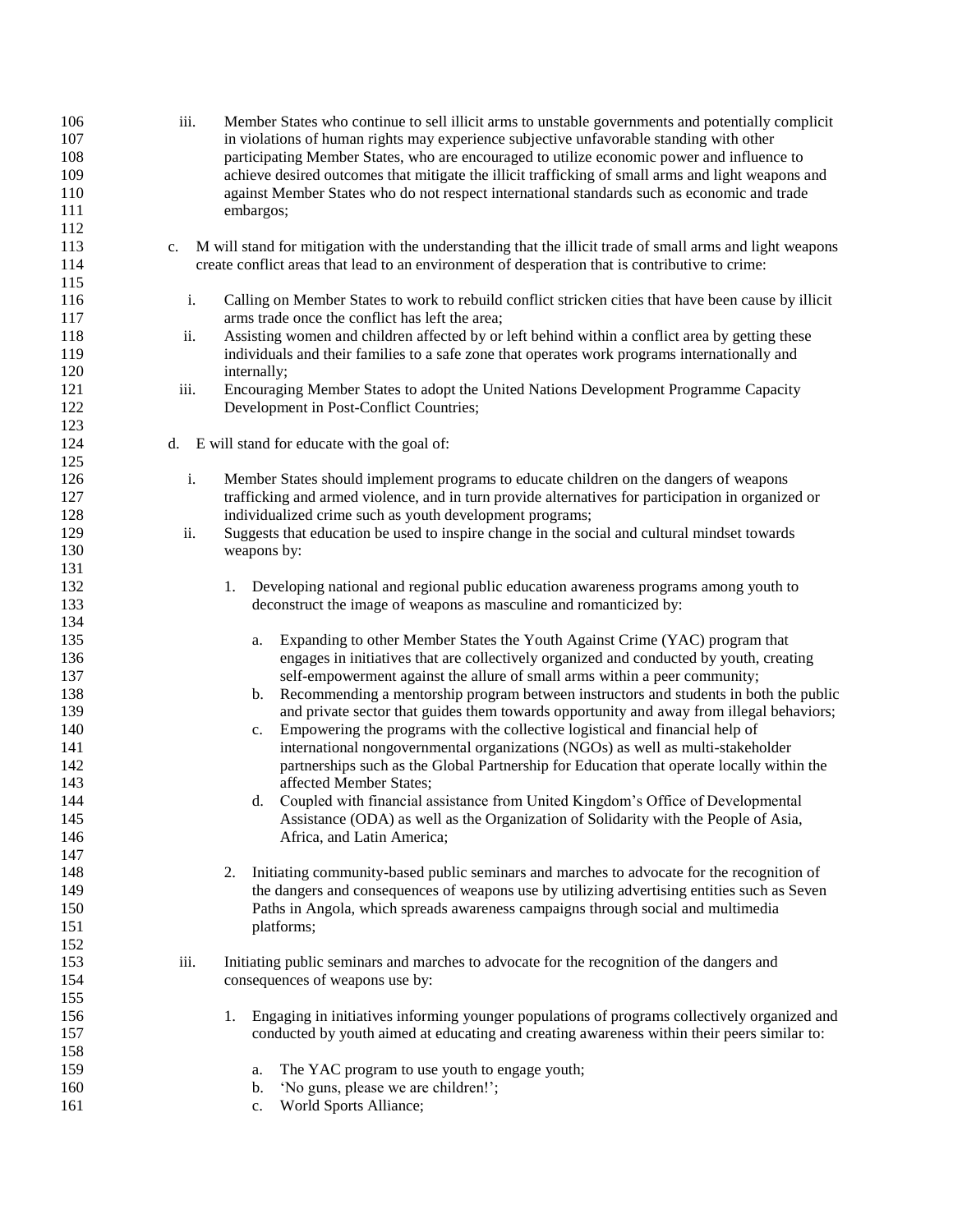iii. Member States who continue to sell illicit arms to unstable governments and potentially complicit in violations of human rights may experience subjective unfavorable standing with other participating Member States, who are encouraged to utilize economic power and influence to achieve desired outcomes that mitigate the illicit trafficking of small arms and light weapons and against Member States who do not respect international standards such as economic and trade embargos;

c. M will stand for mitigation with the understanding that the illicit trade of small arms and light weapons create conflict areas that lead to an environment of desperation that is contributive to crime:

   i. Calling on Member States to work to rebuild conflict stricken cities that have been cause by illicit arms trade once the conflict has left the area;
   ii. Assisting women and children affected by or left behind within a conflict area by getting these individuals and their families to a safe zone that operates work programs internationally and internally;
   iii. Encouraging Member States to adopt the United Nations Development Programme Capacity Development in Post-Conflict Countries;

d. E will stand for educate with the goal of:

   i. Member States should implement programs to educate children on the dangers of weapons trafficking and armed violence, and in turn provide alternatives for participation in organized or individualized crime such as youth development programs;
   ii. Suggests that education be used to inspire change in the social and cultural mindset towards weapons by:

      1. Developing national and regional public education awareness programs among youth to deconstruct the image of weapons as masculine and romanticized by:

         a. Expanding to other Member States the Youth Against Crime (YAC) program that engages in initiatives that are collectively organized and conducted by youth, creating self-empowerment against the allure of small arms within a peer community;
         b. Recommending a mentorship program between instructors and students in both the public and private sector that guides them towards opportunity and away from illegal behaviors;
         c. Empowering the programs with the collective logistical and financial help of international nongovernmental organizations (NGOs) as well as multi-stakeholder partnerships such as the Global Partnership for Education that operate locally within the affected Member States;
         d. Coupled with financial assistance from United Kingdom's Office of Developmental Assistance (ODA) as well as the Organization of Solidarity with the People of Asia, Africa, and Latin America;

      2. Initiating community-based public seminars and marches to advocate for the recognition of the dangers and consequences of weapons use by utilizing advertising entities such as Seven Paths in Angola, which spreads awareness campaigns through social and multimedia platforms;

   iii. Initiating public seminars and marches to advocate for the recognition of the dangers and consequences of weapons use by:

      1. Engaging in initiatives informing younger populations of programs collectively organized and conducted by youth aimed at educating and creating awareness within their peers similar to:

         a. The YAC program to use youth to engage youth;
         b. 'No guns, please we are children!';
         c. World Sports Alliance;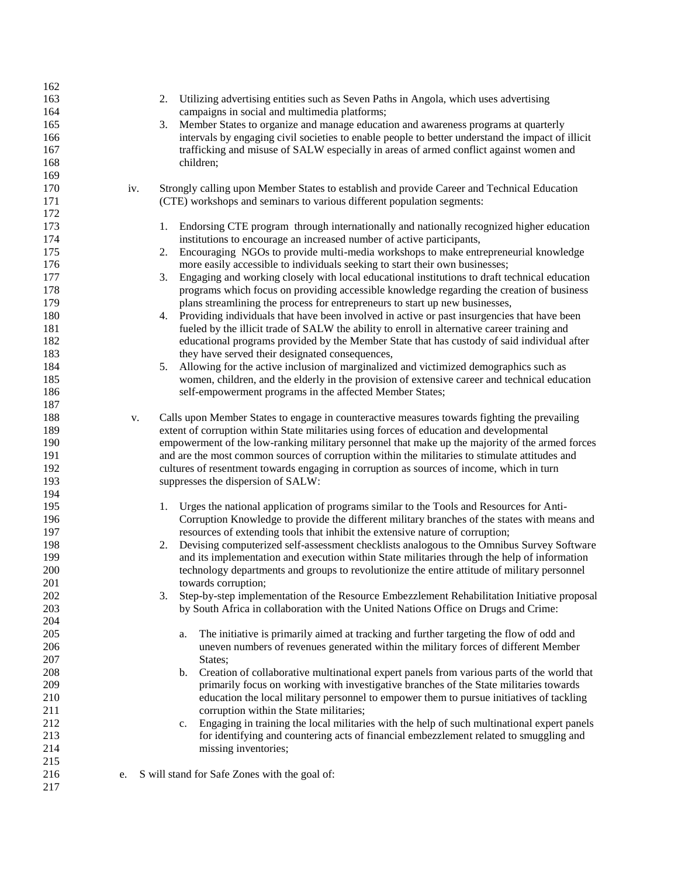2. Utilizing advertising entities such as Seven Paths in Angola, which uses advertising campaigns in social and multimedia platforms;
3. Member States to organize and manage education and awareness programs at quarterly intervals by engaging civil societies to enable people to better understand the impact of illicit trafficking and misuse of SALW especially in areas of armed conflict against women and children;

iv. Strongly calling upon Member States to establish and provide Career and Technical Education (CTE) workshops and seminars to various different population segments:

1. Endorsing CTE program through internationally and nationally recognized higher education institutions to encourage an increased number of active participants,
2. Encouraging NGOs to provide multi-media workshops to make entrepreneurial knowledge more easily accessible to individuals seeking to start their own businesses;
3. Engaging and working closely with local educational institutions to draft technical education programs which focus on providing accessible knowledge regarding the creation of business plans streamlining the process for entrepreneurs to start up new businesses,
4. Providing individuals that have been involved in active or past insurgencies that have been fueled by the illicit trade of SALW the ability to enroll in alternative career training and educational programs provided by the Member State that has custody of said individual after they have served their designated consequences,
5. Allowing for the active inclusion of marginalized and victimized demographics such as women, children, and the elderly in the provision of extensive career and technical education self-empowerment programs in the affected Member States;

v. Calls upon Member States to engage in counteractive measures towards fighting the prevailing extent of corruption within State militaries using forces of education and developmental empowerment of the low-ranking military personnel that make up the majority of the armed forces and are the most common sources of corruption within the militaries to stimulate attitudes and cultures of resentment towards engaging in corruption as sources of income, which in turn suppresses the dispersion of SALW:

1. Urges the national application of programs similar to the Tools and Resources for Anti-Corruption Knowledge to provide the different military branches of the states with means and resources of extending tools that inhibit the extensive nature of corruption;
2. Devising computerized self-assessment checklists analogous to the Omnibus Survey Software and its implementation and execution within State militaries through the help of information technology departments and groups to revolutionize the entire attitude of military personnel towards corruption;
3. Step-by-step implementation of the Resource Embezzlement Rehabilitation Initiative proposal by South Africa in collaboration with the United Nations Office on Drugs and Crime:

   a. The initiative is primarily aimed at tracking and further targeting the flow of odd and uneven numbers of revenues generated within the military forces of different Member States;
   b. Creation of collaborative multinational expert panels from various parts of the world that primarily focus on working with investigative branches of the State militaries towards education the local military personnel to empower them to pursue initiatives of tackling corruption within the State militaries;
   c. Engaging in training the local militaries with the help of such multinational expert panels for identifying and countering acts of financial embezzlement related to smuggling and missing inventories;

e. S will stand for Safe Zones with the goal of: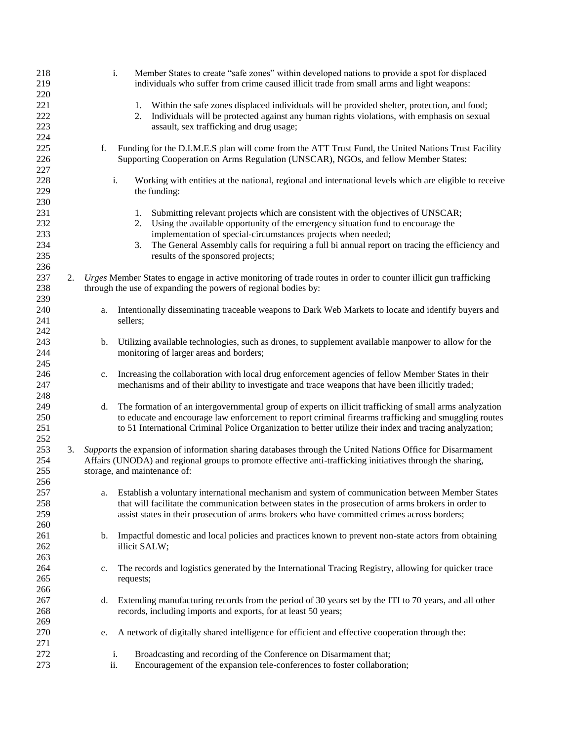i. Member States to create "safe zones" within developed nations to provide a spot for displaced individuals who suffer from crime caused illicit trade from small arms and light weapons:

   1. Within the safe zones displaced individuals will be provided shelter, protection, and food;
   2. Individuals will be protected against any human rights violations, with emphasis on sexual assault, sex trafficking and drug usage;

f. Funding for the D.I.M.E.S plan will come from the ATT Trust Fund, the United Nations Trust Facility Supporting Cooperation on Arms Regulation (UNSCAR), NGOs, and fellow Member States:

   i. Working with entities at the national, regional and international levels which are eligible to receive the funding:

      1. Submitting relevant projects which are consistent with the objectives of UNSCAR;
      2. Using the available opportunity of the emergency situation fund to encourage the implementation of special-circumstances projects when needed;
      3. The General Assembly calls for requiring a full bi annual report on tracing the efficiency and results of the sponsored projects;

2. *Urges* Member States to engage in active monitoring of trade routes in order to counter illicit gun trafficking through the use of expanding the powers of regional bodies by:

   a. Intentionally disseminating traceable weapons to Dark Web Markets to locate and identify buyers and sellers;

   b. Utilizing available technologies, such as drones, to supplement available manpower to allow for the monitoring of larger areas and borders;

   c. Increasing the collaboration with local drug enforcement agencies of fellow Member States in their mechanisms and of their ability to investigate and trace weapons that have been illicitly traded;

   d. The formation of an intergovernmental group of experts on illicit trafficking of small arms analyzation to educate and encourage law enforcement to report criminal firearms trafficking and smuggling routes to 51 International Criminal Police Organization to better utilize their index and tracing analyzation;

3. *Supports* the expansion of information sharing databases through the United Nations Office for Disarmament Affairs (UNODA) and regional groups to promote effective anti-trafficking initiatives through the sharing, storage, and maintenance of:

   a. Establish a voluntary international mechanism and system of communication between Member States that will facilitate the communication between states in the prosecution of arms brokers in order to assist states in their prosecution of arms brokers who have committed crimes across borders;

   b. Impactful domestic and local policies and practices known to prevent non-state actors from obtaining illicit SALW;

   c. The records and logistics generated by the International Tracing Registry, allowing for quicker trace requests;

   d. Extending manufacturing records from the period of 30 years set by the ITI to 70 years, and all other records, including imports and exports, for at least 50 years;

   e. A network of digitally shared intelligence for efficient and effective cooperation through the:

      i. Broadcasting and recording of the Conference on Disarmament that;
      ii. Encouragement of the expansion tele-conferences to foster collaboration;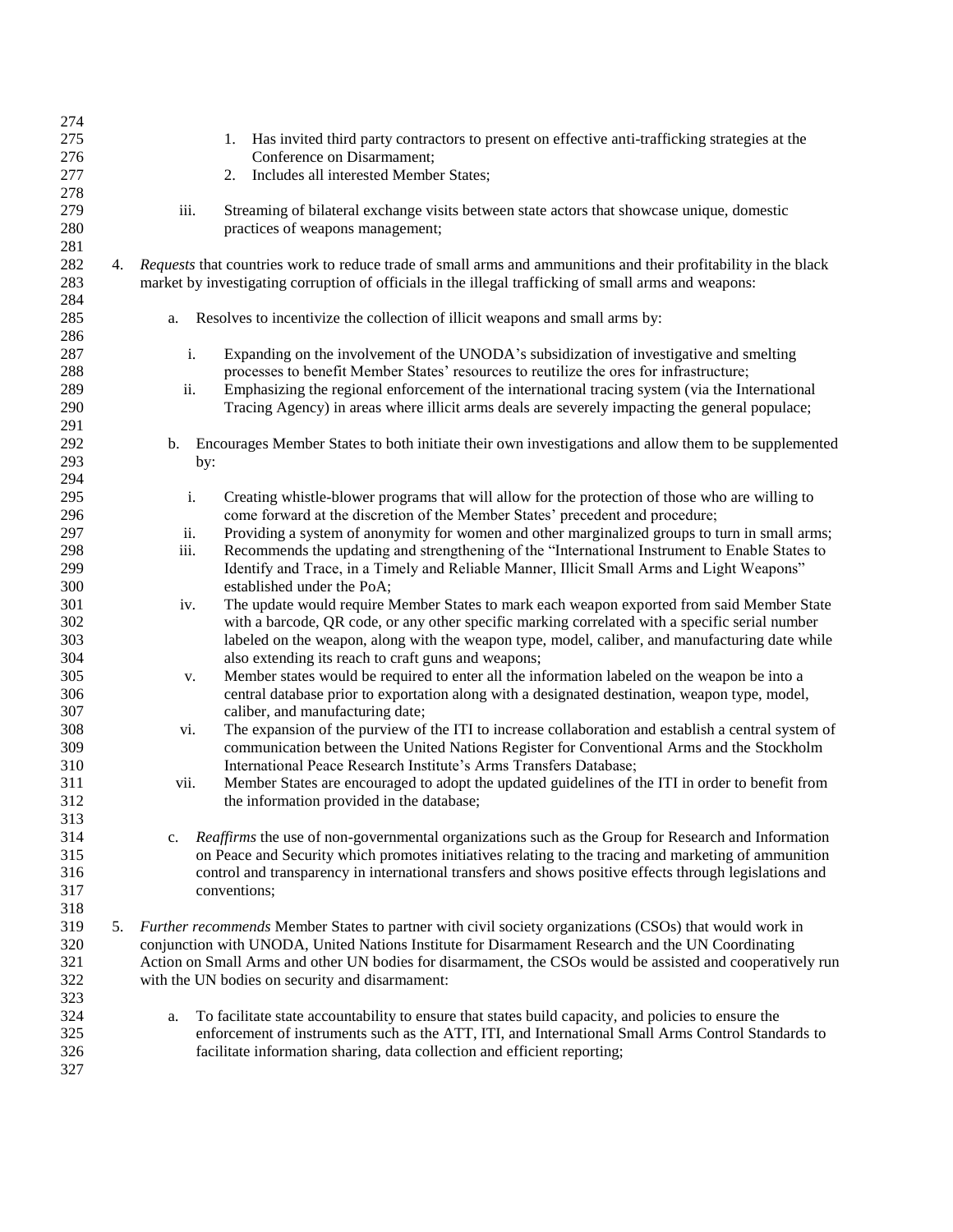1. Has invited third party contractors to present on effective anti-trafficking strategies at the Conference on Disarmament;
2. Includes all interested Member States;

iii. Streaming of bilateral exchange visits between state actors that showcase unique, domestic practices of weapons management;

4. *Requests* that countries work to reduce trade of small arms and ammunitions and their profitability in the black market by investigating corruption of officials in the illegal trafficking of small arms and weapons:

   a. Resolves to incentivize the collection of illicit weapons and small arms by:

      i. Expanding on the involvement of the UNODA's subsidization of investigative and smelting processes to benefit Member States' resources to reutilize the ores for infrastructure;
      ii. Emphasizing the regional enforcement of the international tracing system (via the International Tracing Agency) in areas where illicit arms deals are severely impacting the general populace;

   b. Encourages Member States to both initiate their own investigations and allow them to be supplemented by:

      i. Creating whistle-blower programs that will allow for the protection of those who are willing to come forward at the discretion of the Member States' precedent and procedure;
      ii. Providing a system of anonymity for women and other marginalized groups to turn in small arms;
      iii. Recommends the updating and strengthening of the "International Instrument to Enable States to Identify and Trace, in a Timely and Reliable Manner, Illicit Small Arms and Light Weapons" established under the PoA;
      iv. The update would require Member States to mark each weapon exported from said Member State with a barcode, QR code, or any other specific marking correlated with a specific serial number labeled on the weapon, along with the weapon type, model, caliber, and manufacturing date while also extending its reach to craft guns and weapons;
      v. Member states would be required to enter all the information labeled on the weapon be into a central database prior to exportation along with a designated destination, weapon type, model, caliber, and manufacturing date;
      vi. The expansion of the purview of the ITI to increase collaboration and establish a central system of communication between the United Nations Register for Conventional Arms and the Stockholm International Peace Research Institute's Arms Transfers Database;
      vii. Member States are encouraged to adopt the updated guidelines of the ITI in order to benefit from the information provided in the database;

   c. *Reaffirms* the use of non-governmental organizations such as the Group for Research and Information on Peace and Security which promotes initiatives relating to the tracing and marketing of ammunition control and transparency in international transfers and shows positive effects through legislations and conventions;

5. *Further recommends* Member States to partner with civil society organizations (CSOs) that would work in conjunction with UNODA, United Nations Institute for Disarmament Research and the UN Coordinating Action on Small Arms and other UN bodies for disarmament, the CSOs would be assisted and cooperatively run with the UN bodies on security and disarmament:

   a. To facilitate state accountability to ensure that states build capacity, and policies to ensure the enforcement of instruments such as the ATT, ITI, and International Small Arms Control Standards to facilitate information sharing, data collection and efficient reporting;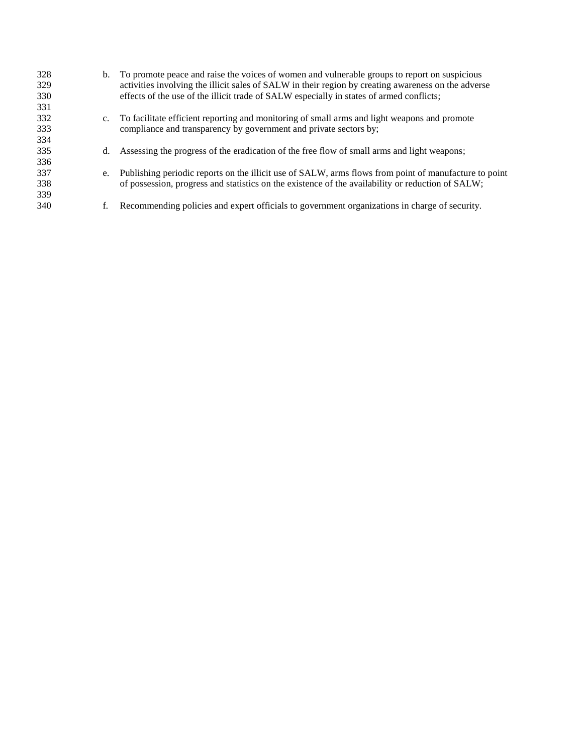b. To promote peace and raise the voices of women and vulnerable groups to report on suspicious activities involving the illicit sales of SALW in their region by creating awareness on the adverse effects of the use of the illicit trade of SALW especially in states of armed conflicts;

c. To facilitate efficient reporting and monitoring of small arms and light weapons and promote compliance and transparency by government and private sectors by;

d. Assessing the progress of the eradication of the free flow of small arms and light weapons;

e. Publishing periodic reports on the illicit use of SALW, arms flows from point of manufacture to point of possession, progress and statistics on the existence of the availability or reduction of SALW;

f. Recommending policies and expert officials to government organizations in charge of security.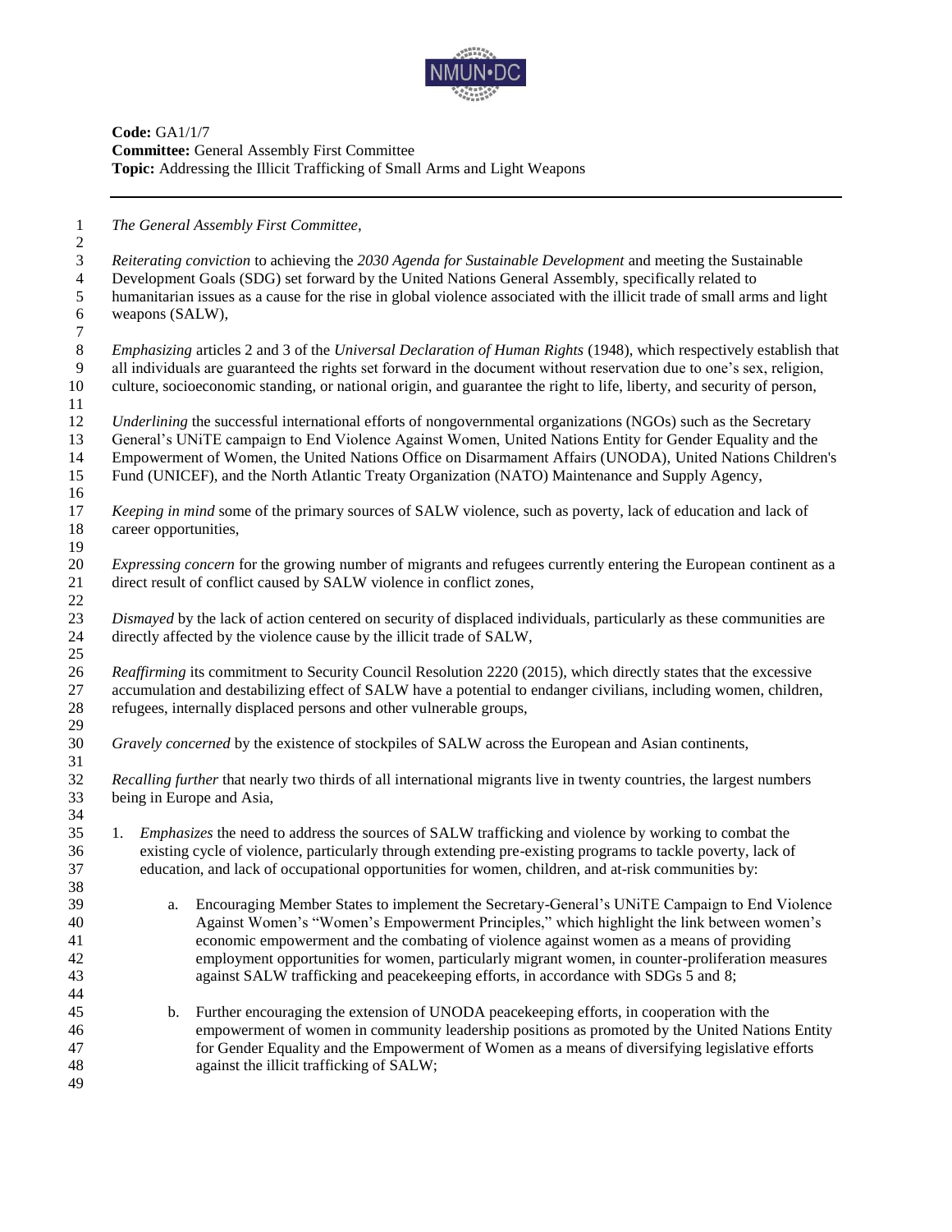**Code:** GA1/1/7
**Committee:** General Assembly First Committee
**Topic:** Addressing the Illicit Trafficking of Small Arms and Light Weapons

---

*The General Assembly First Committee,*

*Reiterating conviction* to achieving the *2030 Agenda for Sustainable Development* and meeting the Sustainable Development Goals (SDG) set forward by the United Nations General Assembly, specifically related to humanitarian issues as a cause for the rise in global violence associated with the illicit trade of small arms and light weapons (SALW),

*Emphasizing* articles 2 and 3 of the *Universal Declaration of Human Rights* (1948), which respectively establish that all individuals are guaranteed the rights set forward in the document without reservation due to one's sex, religion, culture, socioeconomic standing, or national origin, and guarantee the right to life, liberty, and security of person,

*Underlining* the successful international efforts of nongovernmental organizations (NGOs) such as the Secretary General's UNiTE campaign to End Violence Against Women, United Nations Entity for Gender Equality and the Empowerment of Women, the United Nations Office on Disarmament Affairs (UNODA), United Nations Children's Fund (UNICEF), and the North Atlantic Treaty Organization (NATO) Maintenance and Supply Agency,

*Keeping in mind* some of the primary sources of SALW violence, such as poverty, lack of education and lack of career opportunities,

*Expressing concern* for the growing number of migrants and refugees currently entering the European continent as a direct result of conflict caused by SALW violence in conflict zones,

*Dismayed* by the lack of action centered on security of displaced individuals, particularly as these communities are directly affected by the violence cause by the illicit trade of SALW,

*Reaffirming* its commitment to Security Council Resolution 2220 (2015), which directly states that the excessive accumulation and destabilizing effect of SALW have a potential to endanger civilians, including women, children, refugees, internally displaced persons and other vulnerable groups,

*Gravely concerned* by the existence of stockpiles of SALW across the European and Asian continents,

*Recalling further* that nearly two thirds of all international migrants live in twenty countries, the largest numbers being in Europe and Asia,

1. *Emphasizes* the need to address the sources of SALW trafficking and violence by working to combat the existing cycle of violence, particularly through extending pre-existing programs to tackle poverty, lack of education, and lack of occupational opportunities for women, children, and at-risk communities by:

    a. Encouraging Member States to implement the Secretary-General's UNiTE Campaign to End Violence Against Women's "Women's Empowerment Principles," which highlight the link between women's economic empowerment and the combating of violence against women as a means of providing employment opportunities for women, particularly migrant women, in counter-proliferation measures against SALW trafficking and peacekeeping efforts, in accordance with SDGs 5 and 8;

    b. Further encouraging the extension of UNODA peacekeeping efforts, in cooperation with the empowerment of women in community leadership positions as promoted by the United Nations Entity for Gender Equality and the Empowerment of Women as a means of diversifying legislative efforts against the illicit trafficking of SALW;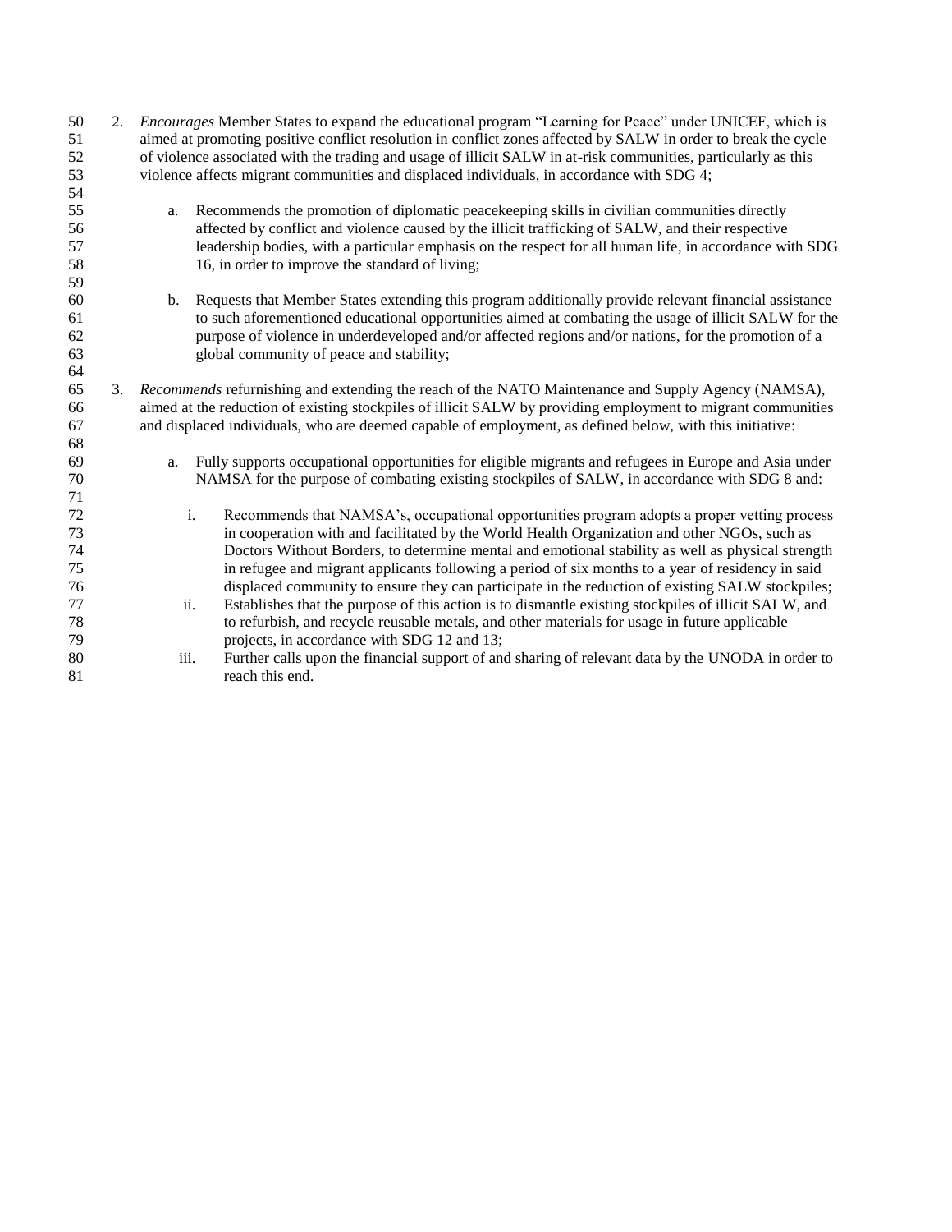2. *Encourages* Member States to expand the educational program "Learning for Peace" under UNICEF, which is aimed at promoting positive conflict resolution in conflict zones affected by SALW in order to break the cycle of violence associated with the trading and usage of illicit SALW in at-risk communities, particularly as this violence affects migrant communities and displaced individuals, in accordance with SDG 4;

    a. Recommends the promotion of diplomatic peacekeeping skills in civilian communities directly affected by conflict and violence caused by the illicit trafficking of SALW, and their respective leadership bodies, with a particular emphasis on the respect for all human life, in accordance with SDG 16, in order to improve the standard of living;

    b. Requests that Member States extending this program additionally provide relevant financial assistance to such aforementioned educational opportunities aimed at combating the usage of illicit SALW for the purpose of violence in underdeveloped and/or affected regions and/or nations, for the promotion of a global community of peace and stability;

3. *Recommends* refurnishing and extending the reach of the NATO Maintenance and Supply Agency (NAMSA), aimed at the reduction of existing stockpiles of illicit SALW by providing employment to migrant communities and displaced individuals, who are deemed capable of employment, as defined below, with this initiative:

    a. Fully supports occupational opportunities for eligible migrants and refugees in Europe and Asia under NAMSA for the purpose of combating existing stockpiles of SALW, in accordance with SDG 8 and:

        i. Recommends that NAMSA's, occupational opportunities program adopts a proper vetting process in cooperation with and facilitated by the World Health Organization and other NGOs, such as Doctors Without Borders, to determine mental and emotional stability as well as physical strength in refugee and migrant applicants following a period of six months to a year of residency in said displaced community to ensure they can participate in the reduction of existing SALW stockpiles;
        ii. Establishes that the purpose of this action is to dismantle existing stockpiles of illicit SALW, and to refurbish, and recycle reusable metals, and other materials for usage in future applicable projects, in accordance with SDG 12 and 13;
        iii. Further calls upon the financial support of and sharing of relevant data by the UNODA in order to reach this end.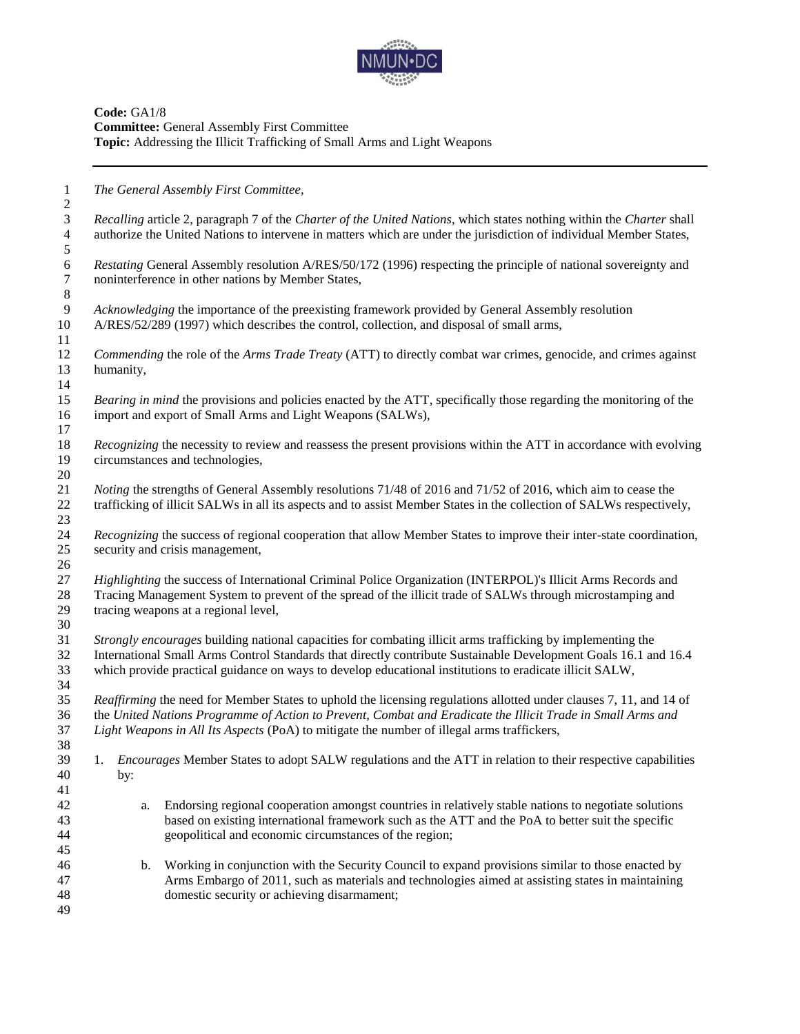**Code:** GA1/8
**Committee:** General Assembly First Committee
**Topic:** Addressing the Illicit Trafficking of Small Arms and Light Weapons

---

*The General Assembly First Committee,*

*Recalling* article 2, paragraph 7 of the *Charter of the United Nations*, which states nothing within the *Charter* shall authorize the United Nations to intervene in matters which are under the jurisdiction of individual Member States,

*Restating* General Assembly resolution A/RES/50/172 (1996) respecting the principle of national sovereignty and noninterference in other nations by Member States,

*Acknowledging* the importance of the preexisting framework provided by General Assembly resolution A/RES/52/289 (1997) which describes the control, collection, and disposal of small arms,

*Commending* the role of the *Arms Trade Treaty* (ATT) to directly combat war crimes, genocide, and crimes against humanity,

*Bearing in mind* the provisions and policies enacted by the ATT, specifically those regarding the monitoring of the import and export of Small Arms and Light Weapons (SALWs),

*Recognizing* the necessity to review and reassess the present provisions within the ATT in accordance with evolving circumstances and technologies,

*Noting* the strengths of General Assembly resolutions 71/48 of 2016 and 71/52 of 2016, which aim to cease the trafficking of illicit SALWs in all its aspects and to assist Member States in the collection of SALWs respectively,

*Recognizing* the success of regional cooperation that allow Member States to improve their inter-state coordination, security and crisis management,

*Highlighting* the success of International Criminal Police Organization (INTERPOL)'s Illicit Arms Records and Tracing Management System to prevent of the spread of the illicit trade of SALWs through microstamping and tracing weapons at a regional level,

*Strongly encourages* building national capacities for combating illicit arms trafficking by implementing the International Small Arms Control Standards that directly contribute Sustainable Development Goals 16.1 and 16.4 which provide practical guidance on ways to develop educational institutions to eradicate illicit SALW,

*Reaffirming* the need for Member States to uphold the licensing regulations allotted under clauses 7, 11, and 14 of the *United Nations Programme of Action to Prevent, Combat and Eradicate the Illicit Trade in Small Arms and Light Weapons in All Its Aspects* (PoA) to mitigate the number of illegal arms traffickers,

1. *Encourages* Member States to adopt SALW regulations and the ATT in relation to their respective capabilities by:

    a. Endorsing regional cooperation amongst countries in relatively stable nations to negotiate solutions based on existing international framework such as the ATT and the PoA to better suit the specific geopolitical and economic circumstances of the region;

    b. Working in conjunction with the Security Council to expand provisions similar to those enacted by Arms Embargo of 2011, such as materials and technologies aimed at assisting states in maintaining domestic security or achieving disarmament;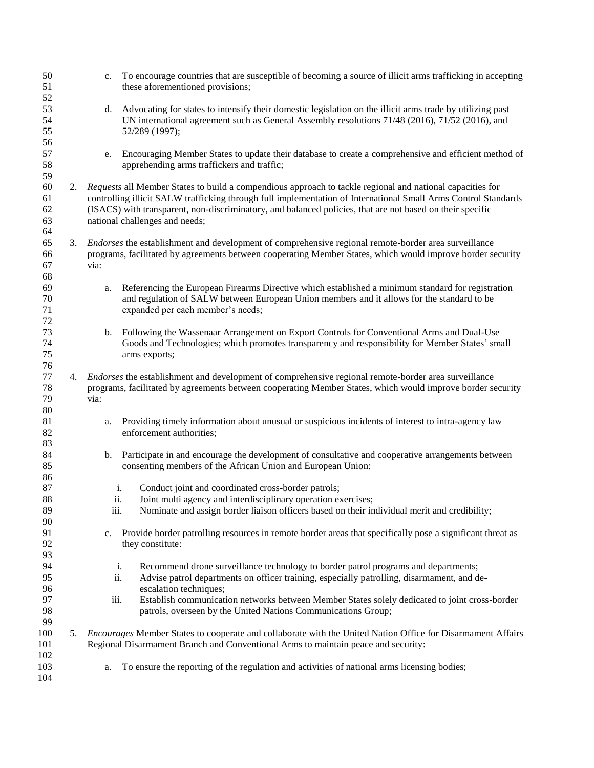c. To encourage countries that are susceptible of becoming a source of illicit arms trafficking in accepting these aforementioned provisions;

d. Advocating for states to intensify their domestic legislation on the illicit arms trade by utilizing past UN international agreement such as General Assembly resolutions 71/48 (2016), 71/52 (2016), and 52/289 (1997);

e. Encouraging Member States to update their database to create a comprehensive and efficient method of apprehending arms traffickers and traffic;

2. *Requests* all Member States to build a compendious approach to tackle regional and national capacities for controlling illicit SALW trafficking through full implementation of International Small Arms Control Standards (ISACS) with transparent, non-discriminatory, and balanced policies, that are not based on their specific national challenges and needs;

3. *Endorses* the establishment and development of comprehensive regional remote-border area surveillance programs, facilitated by agreements between cooperating Member States, which would improve border security via:

   a. Referencing the European Firearms Directive which established a minimum standard for registration and regulation of SALW between European Union members and it allows for the standard to be expanded per each member's needs;

   b. Following the Wassenaar Arrangement on Export Controls for Conventional Arms and Dual-Use Goods and Technologies; which promotes transparency and responsibility for Member States' small arms exports;

4. *Endorses* the establishment and development of comprehensive regional remote-border area surveillance programs, facilitated by agreements between cooperating Member States, which would improve border security via:

   a. Providing timely information about unusual or suspicious incidents of interest to intra-agency law enforcement authorities;

   b. Participate in and encourage the development of consultative and cooperative arrangements between consenting members of the African Union and European Union:

      i. Conduct joint and coordinated cross-border patrols;
      ii. Joint multi agency and interdisciplinary operation exercises;
      iii. Nominate and assign border liaison officers based on their individual merit and credibility;

   c. Provide border patrolling resources in remote border areas that specifically pose a significant threat as they constitute:

      i. Recommend drone surveillance technology to border patrol programs and departments;
      ii. Advise patrol departments on officer training, especially patrolling, disarmament, and de-escalation techniques;
      iii. Establish communication networks between Member States solely dedicated to joint cross-border patrols, overseen by the United Nations Communications Group;

5. *Encourages* Member States to cooperate and collaborate with the United Nation Office for Disarmament Affairs Regional Disarmament Branch and Conventional Arms to maintain peace and security:

   a. To ensure the reporting of the regulation and activities of national arms licensing bodies;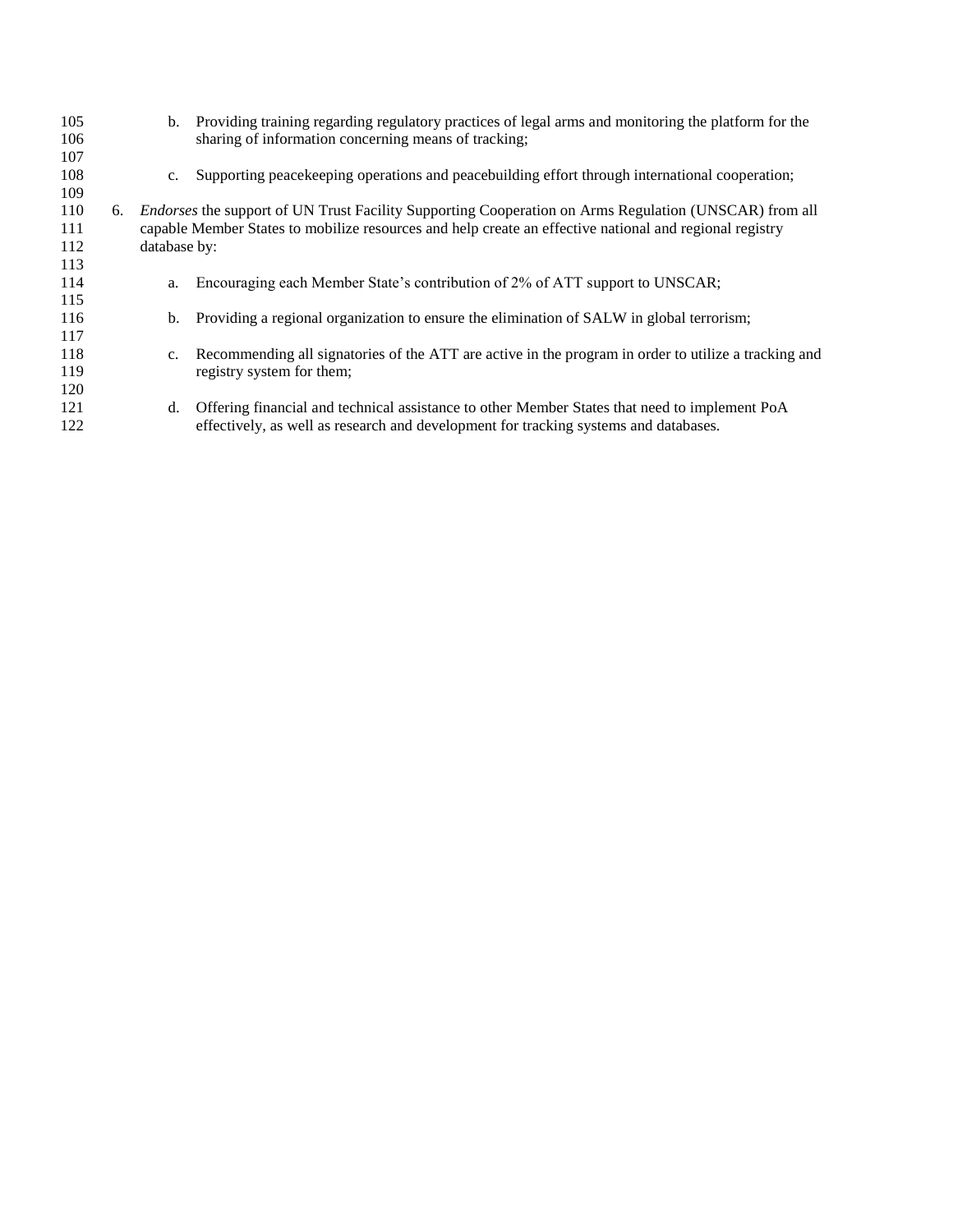b. Providing training regarding regulatory practices of legal arms and monitoring the platform for the sharing of information concerning means of tracking;

c. Supporting peacekeeping operations and peacebuilding effort through international cooperation;

6. *Endorses* the support of UN Trust Facility Supporting Cooperation on Arms Regulation (UNSCAR) from all capable Member States to mobilize resources and help create an effective national and regional registry database by:

   a. Encouraging each Member State's contribution of 2% of ATT support to UNSCAR;

   b. Providing a regional organization to ensure the elimination of SALW in global terrorism;

   c. Recommending all signatories of the ATT are active in the program in order to utilize a tracking and registry system for them;

   d. Offering financial and technical assistance to other Member States that need to implement PoA effectively, as well as research and development for tracking systems and databases.